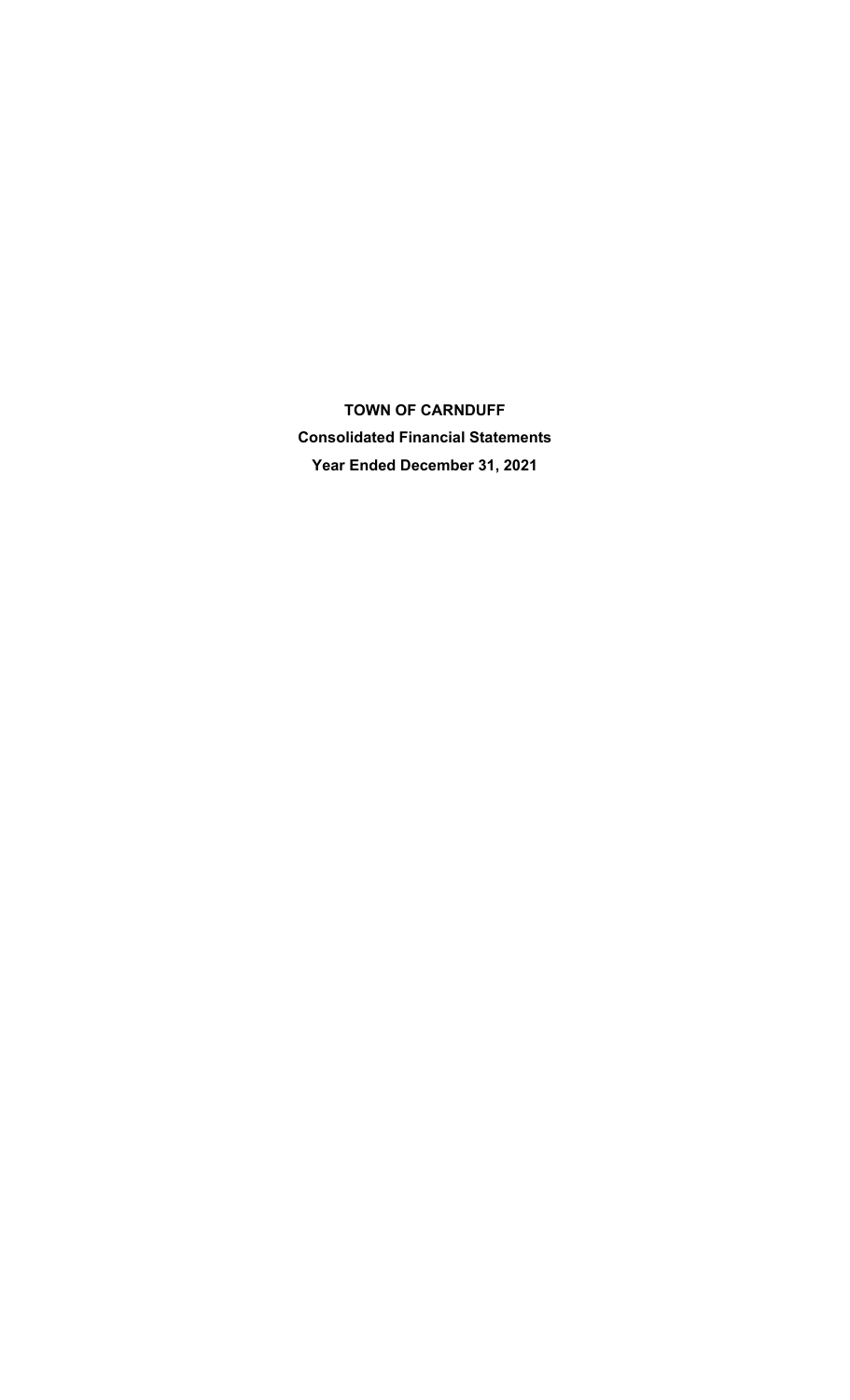# TOWN OF CARNDUFF

**Consolidated Financial Statements**

**Year Ended December 31, 2021**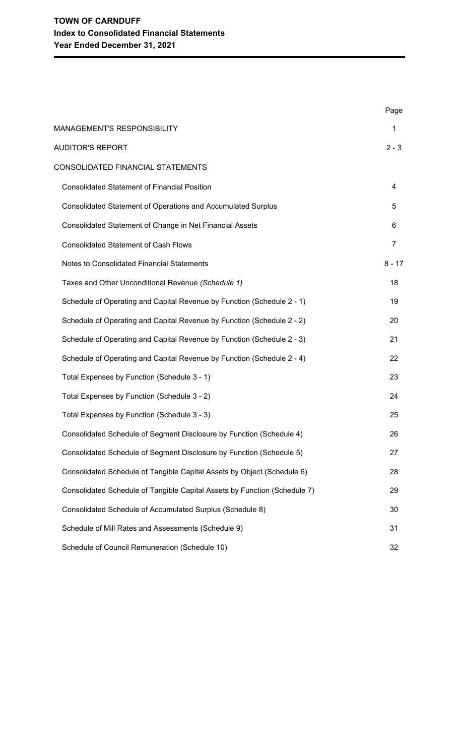# TOWN OF CARNDUFF
## Index to Consolidated Financial Statements
### Year Ended December 31, 2021

| | Page |
|---|---|
| MANAGEMENT'S RESPONSIBILITY | 1 |
| AUDITOR'S REPORT | 2 - 3 |
| CONSOLIDATED FINANCIAL STATEMENTS | |
| Consolidated Statement of Financial Position | 4 |
| Consolidated Statement of Operations and Accumulated Surplus | 5 |
| Consolidated Statement of Change in Net Financial Assets | 6 |
| Consolidated Statement of Cash Flows | 7 |
| Notes to Consolidated Financial Statements | 8 - 17 |
| Taxes and Other Unconditional Revenue *(Schedule 1)* | 18 |
| Schedule of Operating and Capital Revenue by Function (Schedule 2 - 1) | 19 |
| Schedule of Operating and Capital Revenue by Function (Schedule 2 - 2) | 20 |
| Schedule of Operating and Capital Revenue by Function (Schedule 2 - 3) | 21 |
| Schedule of Operating and Capital Revenue by Function (Schedule 2 - 4) | 22 |
| Total Expenses by Function (Schedule 3 - 1) | 23 |
| Total Expenses by Function (Schedule 3 - 2) | 24 |
| Total Expenses by Function (Schedule 3 - 3) | 25 |
| Consolidated Schedule of Segment Disclosure by Function (Schedule 4) | 26 |
| Consolidated Schedule of Segment Disclosure by Function (Schedule 5) | 27 |
| Consolidated Schedule of Tangible Capital Assets by Object (Schedule 6) | 28 |
| Consolidated Schedule of Tangible Capital Assets by Function (Schedule 7) | 29 |
| Consolidated Schedule of Accumulated Surplus (Schedule 8) | 30 |
| Schedule of Mill Rates and Assessments (Schedule 9) | 31 |
| Schedule of Council Remuneration (Schedule 10) | 32 |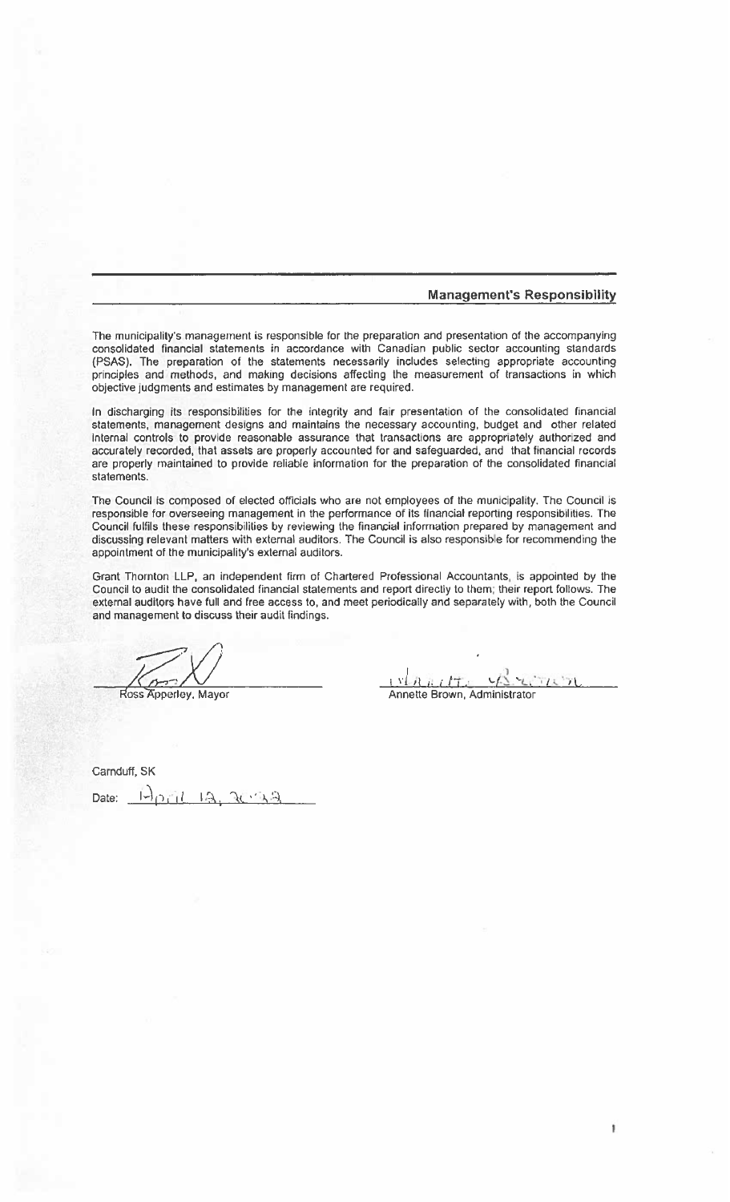## Management's Responsibility

The municipality's management is responsible for the preparation and presentation of the accompanying consolidated financial statements in accordance with Canadian public sector accounting standards (PSAS). The preparation of the statements necessarily includes selecting appropriate accounting principles and methods, and making decisions affecting the measurement of transactions in which objective judgments and estimates by management are required.

In discharging its responsibilities for the integrity and fair presentation of the consolidated financial statements, management designs and maintains the necessary accounting, budget and other related internal controls to provide reasonable assurance that transactions are appropriately authorized and accurately recorded, that assets are properly accounted for and safeguarded, and that financial records are properly maintained to provide reliable information for the preparation of the consolidated financial statements.

The Council is composed of elected officials who are not employees of the municipality. The Council is responsible for overseeing management in the performance of its financial reporting responsibilities. The Council fulfils these responsibilities by reviewing the financial information prepared by management and discussing relevant matters with external auditors. The Council is also responsible for recommending the appointment of the municipality's external auditors.

Grant Thornton LLP, an independent firm of Chartered Professional Accountants, is appointed by the Council to audit the consolidated financial statements and report directly to them; their report follows. The external auditors have full and free access to, and meet periodically and separately with, both the Council and management to discuss their audit findings.

Ross Apperley, Mayor

Annette Brown, Administrator

Carnduff, SK

Date: April 19, 2022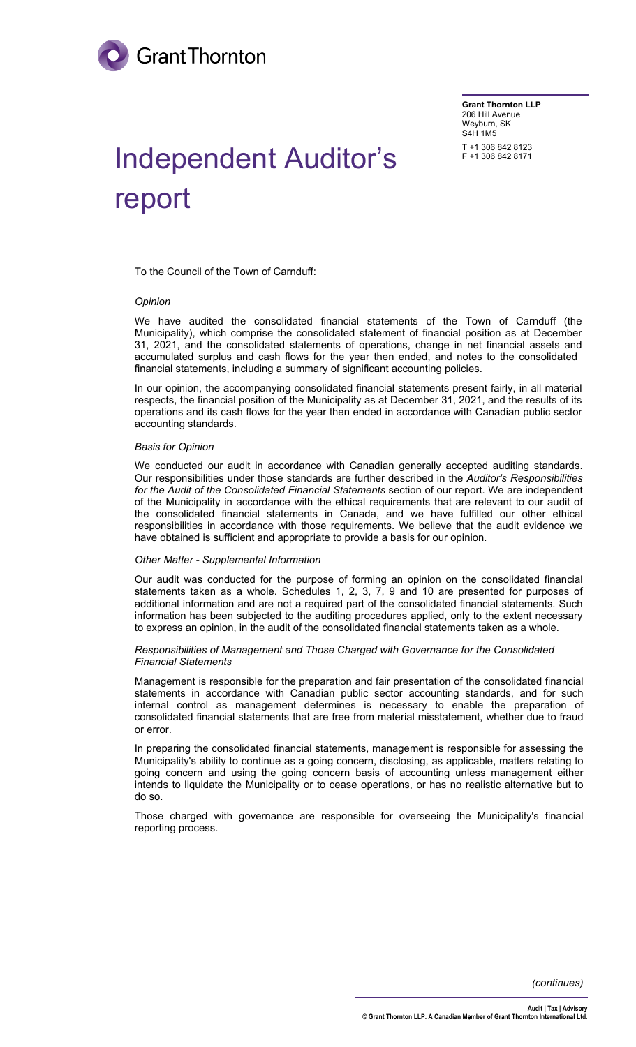Grant Thornton LLP
206 Hill Avenue
Weyburn, SK
S4H 1M5

T +1 306 842 8123
F +1 306 842 8171

# Independent Auditor's report

To the Council of the Town of Carnduff:

*Opinion*

We have audited the consolidated financial statements of the Town of Carnduff (the Municipality), which comprise the consolidated statement of financial position as at December 31, 2021, and the consolidated statements of operations, change in net financial assets and accumulated surplus and cash flows for the year then ended, and notes to the consolidated financial statements, including a summary of significant accounting policies.

In our opinion, the accompanying consolidated financial statements present fairly, in all material respects, the financial position of the Municipality as at December 31, 2021, and the results of its operations and its cash flows for the year then ended in accordance with Canadian public sector accounting standards.

*Basis for Opinion*

We conducted our audit in accordance with Canadian generally accepted auditing standards. Our responsibilities under those standards are further described in the *Auditor's Responsibilities for the Audit of the Consolidated Financial Statements* section of our report. We are independent of the Municipality in accordance with the ethical requirements that are relevant to our audit of the consolidated financial statements in Canada, and we have fulfilled our other ethical responsibilities in accordance with those requirements. We believe that the audit evidence we have obtained is sufficient and appropriate to provide a basis for our opinion.

*Other Matter - Supplemental Information*

Our audit was conducted for the purpose of forming an opinion on the consolidated financial statements taken as a whole. Schedules 1, 2, 3, 7, 9 and 10 are presented for purposes of additional information and are not a required part of the consolidated financial statements. Such information has been subjected to the auditing procedures applied, only to the extent necessary to express an opinion, in the audit of the consolidated financial statements taken as a whole.

*Responsibilities of Management and Those Charged with Governance for the Consolidated Financial Statements*

Management is responsible for the preparation and fair presentation of the consolidated financial statements in accordance with Canadian public sector accounting standards, and for such internal control as management determines is necessary to enable the preparation of consolidated financial statements that are free from material misstatement, whether due to fraud or error.

In preparing the consolidated financial statements, management is responsible for assessing the Municipality's ability to continue as a going concern, disclosing, as applicable, matters relating to going concern and using the going concern basis of accounting unless management either intends to liquidate the Municipality or to cease operations, or has no realistic alternative but to do so.

Those charged with governance are responsible for overseeing the Municipality's financial reporting process.

*(continues)*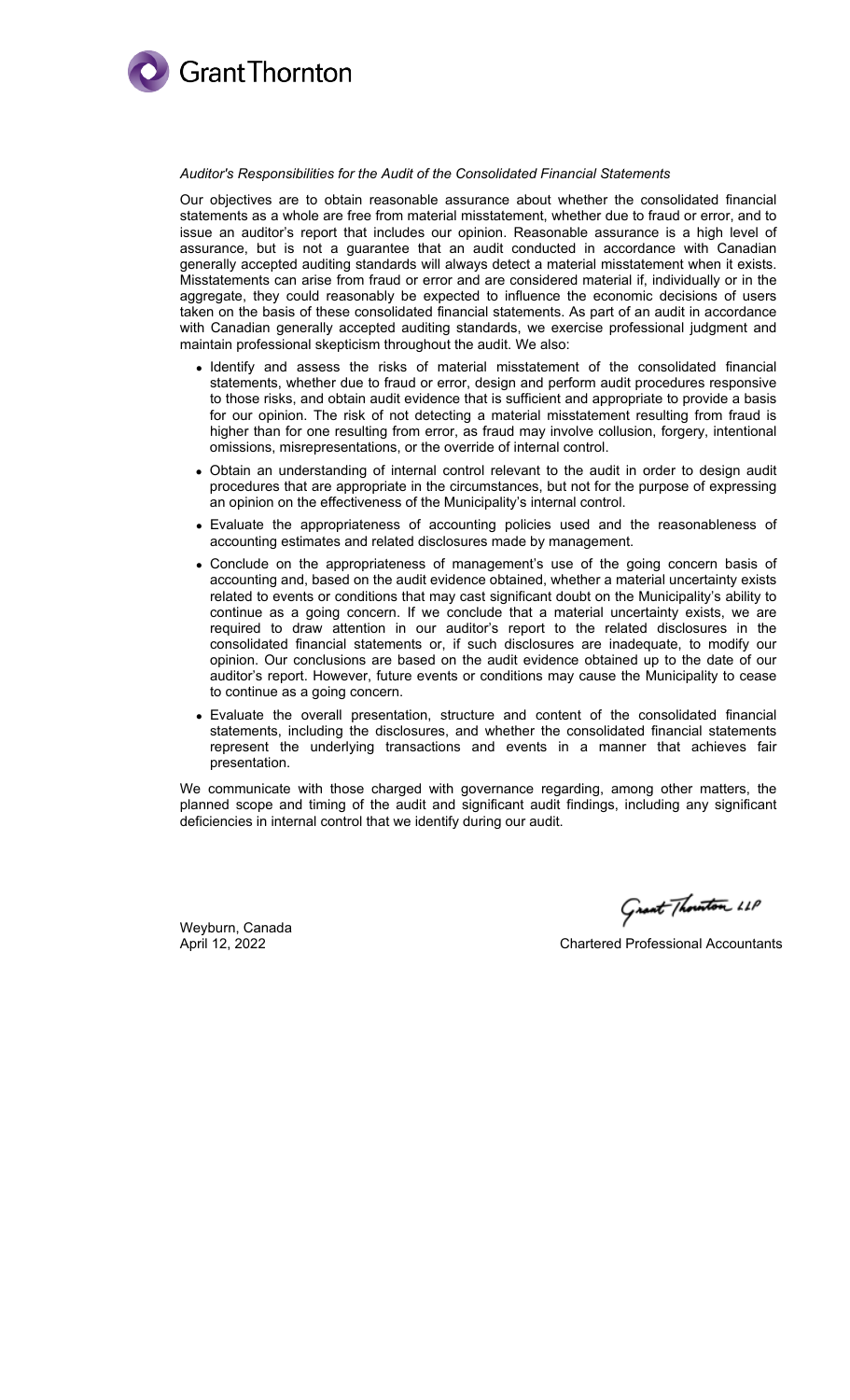*Auditor's Responsibilities for the Audit of the Consolidated Financial Statements*

Our objectives are to obtain reasonable assurance about whether the consolidated financial statements as a whole are free from material misstatement, whether due to fraud or error, and to issue an auditor's report that includes our opinion. Reasonable assurance is a high level of assurance, but is not a guarantee that an audit conducted in accordance with Canadian generally accepted auditing standards will always detect a material misstatement when it exists. Misstatements can arise from fraud or error and are considered material if, individually or in the aggregate, they could reasonably be expected to influence the economic decisions of users taken on the basis of these consolidated financial statements. As part of an audit in accordance with Canadian generally accepted auditing standards, we exercise professional judgment and maintain professional skepticism throughout the audit. We also:

- Identify and assess the risks of material misstatement of the consolidated financial statements, whether due to fraud or error, design and perform audit procedures responsive to those risks, and obtain audit evidence that is sufficient and appropriate to provide a basis for our opinion. The risk of not detecting a material misstatement resulting from fraud is higher than for one resulting from error, as fraud may involve collusion, forgery, intentional omissions, misrepresentations, or the override of internal control.
- Obtain an understanding of internal control relevant to the audit in order to design audit procedures that are appropriate in the circumstances, but not for the purpose of expressing an opinion on the effectiveness of the Municipality's internal control.
- Evaluate the appropriateness of accounting policies used and the reasonableness of accounting estimates and related disclosures made by management.
- Conclude on the appropriateness of management's use of the going concern basis of accounting and, based on the audit evidence obtained, whether a material uncertainty exists related to events or conditions that may cast significant doubt on the Municipality's ability to continue as a going concern. If we conclude that a material uncertainty exists, we are required to draw attention in our auditor's report to the related disclosures in the consolidated financial statements or, if such disclosures are inadequate, to modify our opinion. Our conclusions are based on the audit evidence obtained up to the date of our auditor's report. However, future events or conditions may cause the Municipality to cease to continue as a going concern.
- Evaluate the overall presentation, structure and content of the consolidated financial statements, including the disclosures, and whether the consolidated financial statements represent the underlying transactions and events in a manner that achieves fair presentation.

We communicate with those charged with governance regarding, among other matters, the planned scope and timing of the audit and significant audit findings, including any significant deficiencies in internal control that we identify during our audit.

Grant Thornton LLP

Weyburn, Canada
April 12, 2022

Chartered Professional Accountants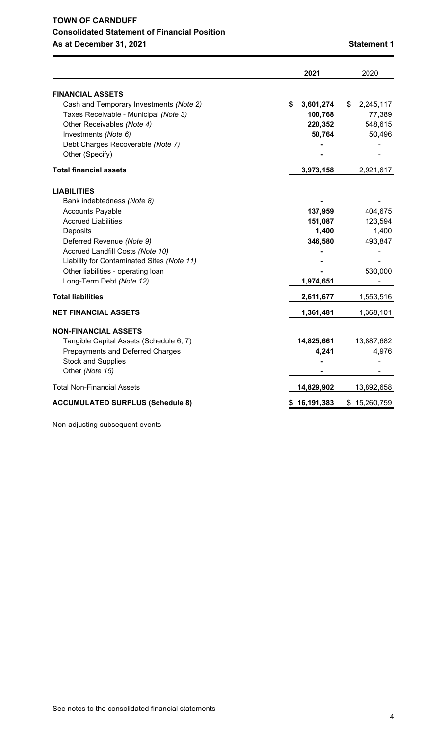# TOWN OF CARNDUFF

## Consolidated Statement of Financial Position

**As at December 31, 2021** **Statement 1**

| | 2021 | 2020 |
|---|---|---|
| **FINANCIAL ASSETS** | | |
| Cash and Temporary Investments *(Note 2)* | **$ 3,601,274** | $ 2,245,117 |
| Taxes Receivable - Municipal *(Note 3)* | **100,768** | 77,389 |
| Other Receivables *(Note 4)* | **220,352** | 548,615 |
| Investments *(Note 6)* | **50,764** | 50,496 |
| Debt Charges Recoverable *(Note 7)* | **-** | - |
| Other (Specify) | **-** | - |
| **Total financial assets** | **3,973,158** | 2,921,617 |
| **LIABILITIES** | | |
| Bank indebtedness *(Note 8)* | **-** | - |
| Accounts Payable | **137,959** | 404,675 |
| Accrued Liabilities | **151,087** | 123,594 |
| Deposits | **1,400** | 1,400 |
| Deferred Revenue *(Note 9)* | **346,580** | 493,847 |
| Accrued Landfill Costs *(Note 10)* | **-** | - |
| Liability for Contaminated Sites *(Note 11)* | **-** | - |
| Other liabilities - operating loan | **-** | 530,000 |
| Long-Term Debt *(Note 12)* | **1,974,651** | - |
| **Total liabilities** | **2,611,677** | 1,553,516 |
| **NET FINANCIAL ASSETS** | **1,361,481** | 1,368,101 |
| **NON-FINANCIAL ASSETS** | | |
| Tangible Capital Assets (Schedule 6, 7) | **14,825,661** | 13,887,682 |
| Prepayments and Deferred Charges | **4,241** | 4,976 |
| Stock and Supplies | **-** | - |
| Other *(Note 15)* | **-** | - |
| Total Non-Financial Assets | **14,829,902** | 13,892,658 |
| **ACCUMULATED SURPLUS (Schedule 8)** | **$ 16,191,383** | $ 15,260,759 |

Non-adjusting subsequent events

See notes to the consolidated financial statements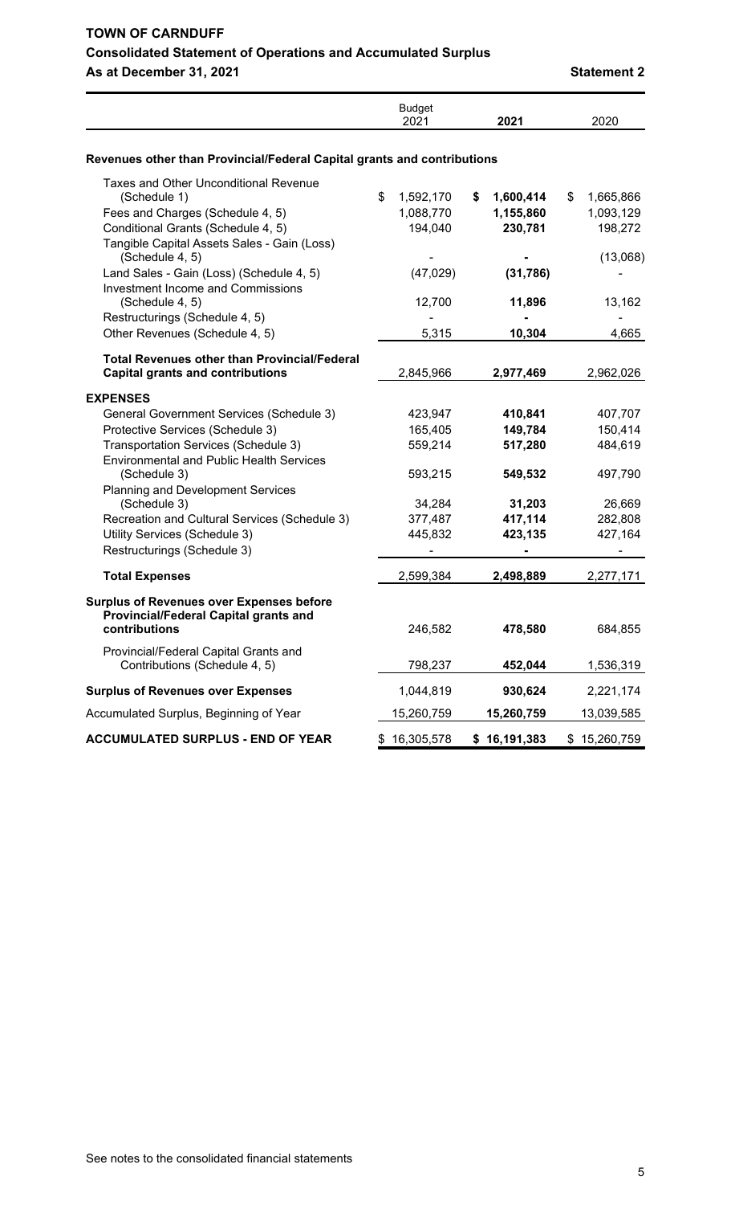# TOWN OF CARNDUFF

## Consolidated Statement of Operations and Accumulated Surplus

**As at December 31, 2021** **Statement 2**

| | Budget 2021 | 2021 | 2020 |
|---|---|---|---|
| **Revenues other than Provincial/Federal Capital grants and contributions** | | | |
| Taxes and Other Unconditional Revenue (Schedule 1) | $ 1,592,170 | **$ 1,600,414** | $ 1,665,866 |
| Fees and Charges (Schedule 4, 5) | 1,088,770 | **1,155,860** | 1,093,129 |
| Conditional Grants (Schedule 4, 5) | 194,040 | **230,781** | 198,272 |
| Tangible Capital Assets Sales - Gain (Loss) (Schedule 4, 5) | - | **-** | (13,068) |
| Land Sales - Gain (Loss) (Schedule 4, 5) | (47,029) | **(31,786)** | - |
| Investment Income and Commissions (Schedule 4, 5) | 12,700 | **11,896** | 13,162 |
| Restructurings (Schedule 4, 5) | - | **-** | - |
| Other Revenues (Schedule 4, 5) | 5,315 | **10,304** | 4,665 |
| **Total Revenues other than Provincial/Federal Capital grants and contributions** | 2,845,966 | **2,977,469** | 2,962,026 |
| **EXPENSES** | | | |
| General Government Services (Schedule 3) | 423,947 | **410,841** | 407,707 |
| Protective Services (Schedule 3) | 165,405 | **149,784** | 150,414 |
| Transportation Services (Schedule 3) | 559,214 | **517,280** | 484,619 |
| Environmental and Public Health Services (Schedule 3) | 593,215 | **549,532** | 497,790 |
| Planning and Development Services (Schedule 3) | 34,284 | **31,203** | 26,669 |
| Recreation and Cultural Services (Schedule 3) | 377,487 | **417,114** | 282,808 |
| Utility Services (Schedule 3) | 445,832 | **423,135** | 427,164 |
| Restructurings (Schedule 3) | - | **-** | - |
| **Total Expenses** | 2,599,384 | **2,498,889** | 2,277,171 |
| **Surplus of Revenues over Expenses before Provincial/Federal Capital grants and contributions** | 246,582 | **478,580** | 684,855 |
| Provincial/Federal Capital Grants and Contributions (Schedule 4, 5) | 798,237 | **452,044** | 1,536,319 |
| **Surplus of Revenues over Expenses** | 1,044,819 | **930,624** | 2,221,174 |
| Accumulated Surplus, Beginning of Year | 15,260,759 | **15,260,759** | 13,039,585 |
| **ACCUMULATED SURPLUS - END OF YEAR** | $ 16,305,578 | **$ 16,191,383** | $ 15,260,759 |

See notes to the consolidated financial statements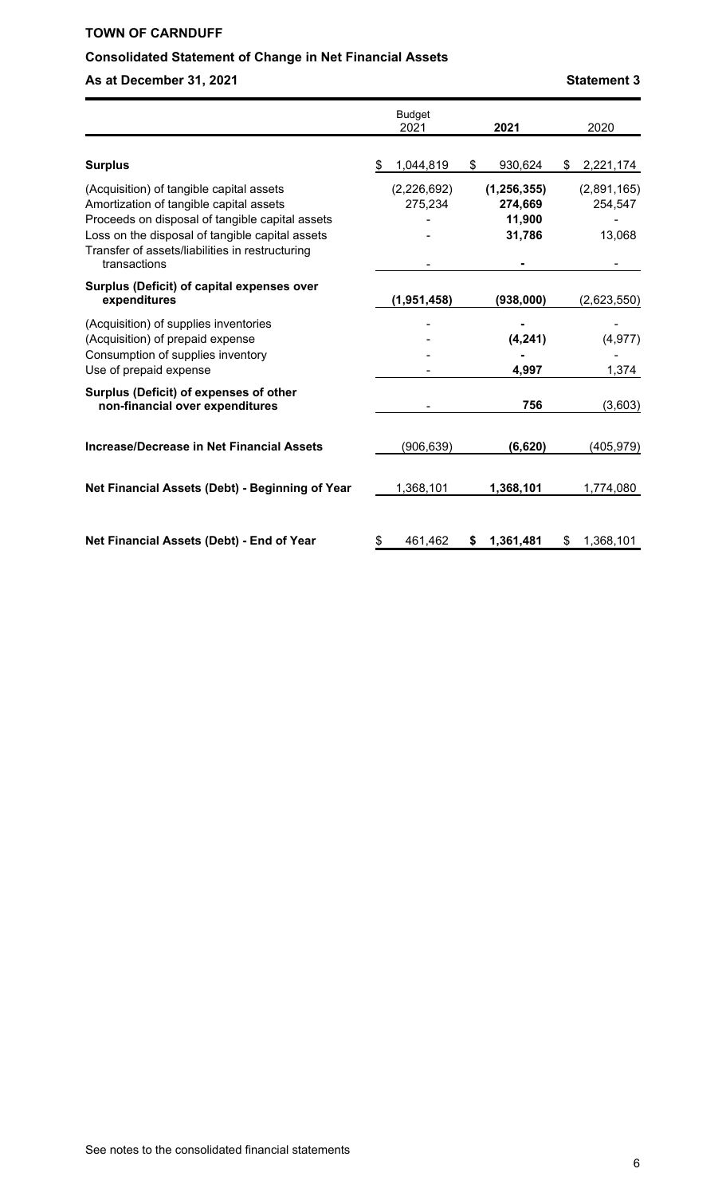**TOWN OF CARNDUFF**

**Consolidated Statement of Change in Net Financial Assets**

**As at December 31, 2021** **Statement 3**

| | Budget 2021 | **2021** | 2020 |
|---|---|---|---|
| **Surplus** | $ 1,044,819 | $ 930,624 | $ 2,221,174 |
| (Acquisition) of tangible capital assets | (2,226,692) | **(1,256,355)** | (2,891,165) |
| Amortization of tangible capital assets | 275,234 | **274,669** | 254,547 |
| Proceeds on disposal of tangible capital assets | - | **11,900** | - |
| Loss on the disposal of tangible capital assets | - | **31,786** | 13,068 |
| Transfer of assets/liabilities in restructuring transactions | - | **-** | - |
| **Surplus (Deficit) of capital expenses over expenditures** | **(1,951,458)** | **(938,000)** | (2,623,550) |
| (Acquisition) of supplies inventories | - | **-** | - |
| (Acquisition) of prepaid expense | - | **(4,241)** | (4,977) |
| Consumption of supplies inventory | - | **-** | - |
| Use of prepaid expense | - | **4,997** | 1,374 |
| **Surplus (Deficit) of expenses of other non-financial over expenditures** | - | **756** | (3,603) |
| **Increase/Decrease in Net Financial Assets** | (906,639) | **(6,620)** | (405,979) |
| **Net Financial Assets (Debt) - Beginning of Year** | 1,368,101 | **1,368,101** | 1,774,080 |
| **Net Financial Assets (Debt) - End of Year** | $ 461,462 | **$ 1,361,481** | $ 1,368,101 |

See notes to the consolidated financial statements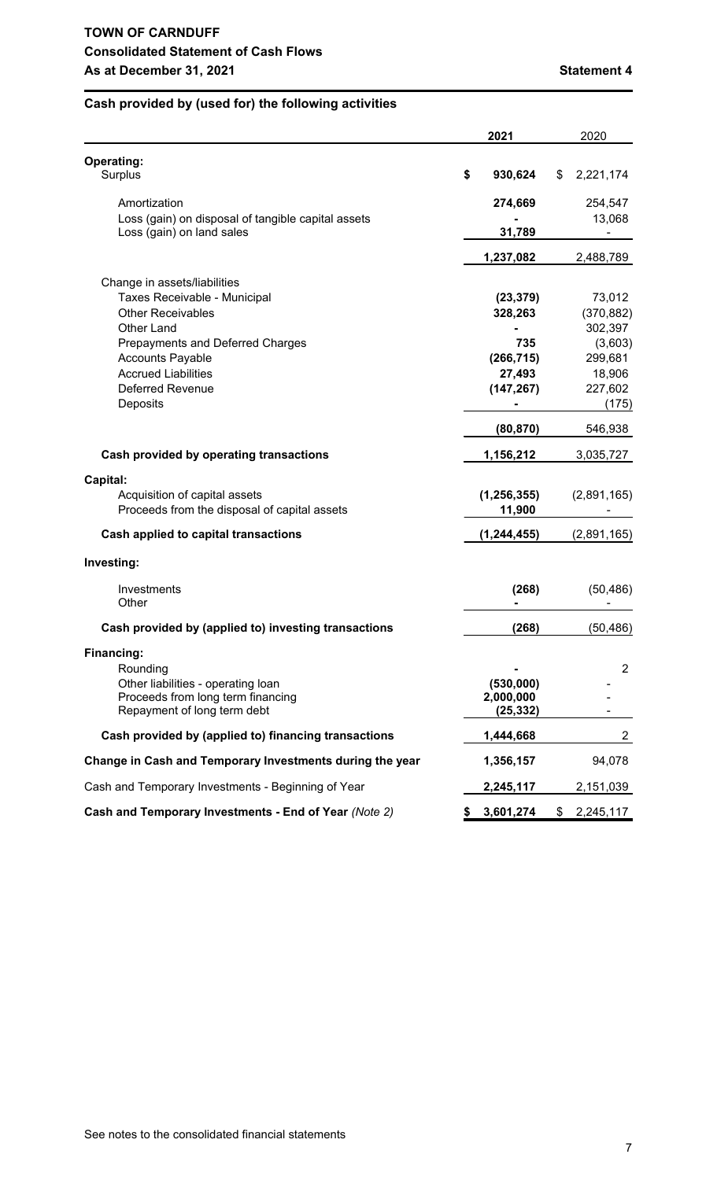# TOWN OF CARNDUFF

## Consolidated Statement of Cash Flows

**As at December 31, 2021** **Statement 4**

### Cash provided by (used for) the following activities

| | 2021 | 2020 |
|---|---|---|
| **Operating:** | | |
| Surplus | **$ 930,624** | $ 2,221,174 |
| Amortization | **274,669** | 254,547 |
| Loss (gain) on disposal of tangible capital assets | **-** | 13,068 |
| Loss (gain) on land sales | **31,789** | - |
| | **1,237,082** | 2,488,789 |
| Change in assets/liabilities | | |
| Taxes Receivable - Municipal | **(23,379)** | 73,012 |
| Other Receivables | **328,263** | (370,882) |
| Other Land | **-** | 302,397 |
| Prepayments and Deferred Charges | **735** | (3,603) |
| Accounts Payable | **(266,715)** | 299,681 |
| Accrued Liabilities | **27,493** | 18,906 |
| Deferred Revenue | **(147,267)** | 227,602 |
| Deposits | **-** | (175) |
| | **(80,870)** | 546,938 |
| **Cash provided by operating transactions** | **1,156,212** | 3,035,727 |
| **Capital:** | | |
| Acquisition of capital assets | **(1,256,355)** | (2,891,165) |
| Proceeds from the disposal of capital assets | **11,900** | - |
| **Cash applied to capital transactions** | **(1,244,455)** | (2,891,165) |
| **Investing:** | | |
| Investments | **(268)** | (50,486) |
| Other | **-** | - |
| **Cash provided by (applied to) investing transactions** | **(268)** | (50,486) |
| **Financing:** | | |
| Rounding | **-** | 2 |
| Other liabilities - operating loan | **(530,000)** | - |
| Proceeds from long term financing | **2,000,000** | - |
| Repayment of long term debt | **(25,332)** | - |
| **Cash provided by (applied to) financing transactions** | **1,444,668** | 2 |
| **Change in Cash and Temporary Investments during the year** | **1,356,157** | 94,078 |
| Cash and Temporary Investments - Beginning of Year | **2,245,117** | 2,151,039 |
| **Cash and Temporary Investments - End of Year** *(Note 2)* | **$ 3,601,274** | $ 2,245,117 |

See notes to the consolidated financial statements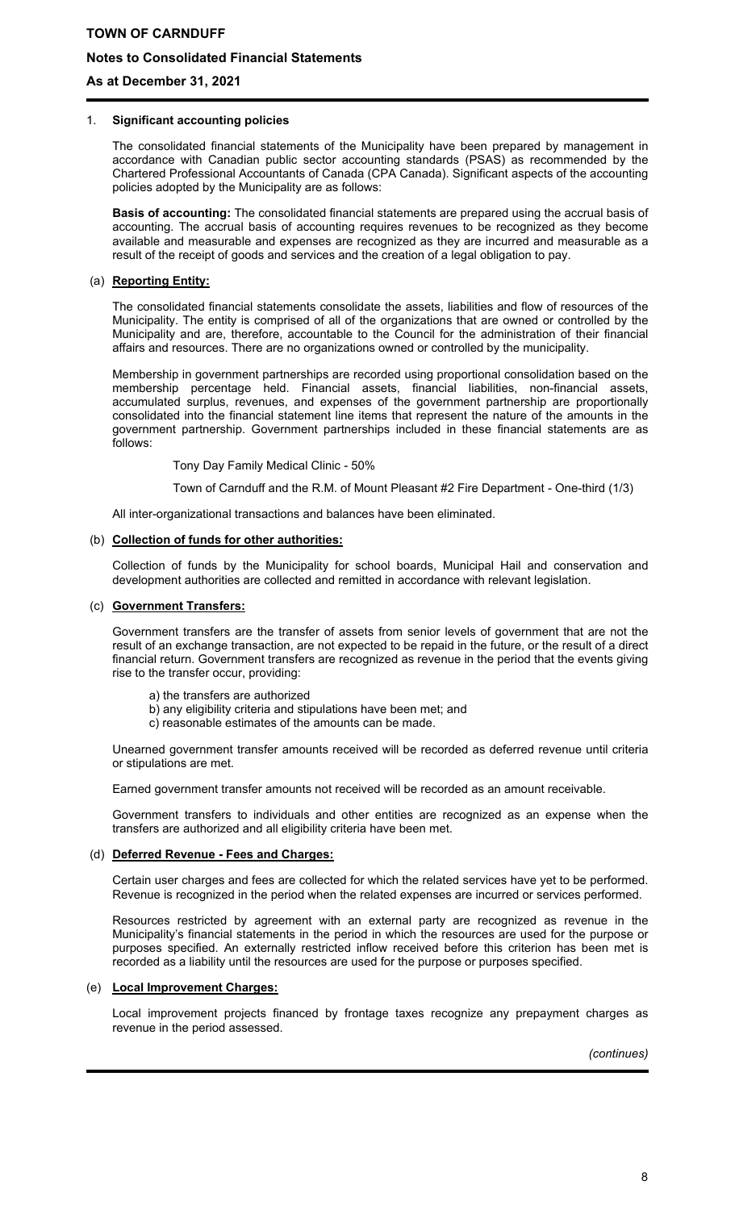# TOWN OF CARNDUFF

## Notes to Consolidated Financial Statements

### As at December 31, 2021

1. **Significant accounting policies**

The consolidated financial statements of the Municipality have been prepared by management in accordance with Canadian public sector accounting standards (PSAS) as recommended by the Chartered Professional Accountants of Canada (CPA Canada). Significant aspects of the accounting policies adopted by the Municipality are as follows:

**Basis of accounting:** The consolidated financial statements are prepared using the accrual basis of accounting. The accrual basis of accounting requires revenues to be recognized as they become available and measurable and expenses are recognized as they are incurred and measurable as a result of the receipt of goods and services and the creation of a legal obligation to pay.

(a) **Reporting Entity:**

The consolidated financial statements consolidate the assets, liabilities and flow of resources of the Municipality. The entity is comprised of all of the organizations that are owned or controlled by the Municipality and are, therefore, accountable to the Council for the administration of their financial affairs and resources. There are no organizations owned or controlled by the municipality.

Membership in government partnerships are recorded using proportional consolidation based on the membership percentage held. Financial assets, financial liabilities, non-financial assets, accumulated surplus, revenues, and expenses of the government partnership are proportionally consolidated into the financial statement line items that represent the nature of the amounts in the government partnership. Government partnerships included in these financial statements are as follows:

Tony Day Family Medical Clinic - 50%

Town of Carnduff and the R.M. of Mount Pleasant #2 Fire Department - One-third (1/3)

All inter-organizational transactions and balances have been eliminated.

(b) **Collection of funds for other authorities:**

Collection of funds by the Municipality for school boards, Municipal Hail and conservation and development authorities are collected and remitted in accordance with relevant legislation.

(c) **Government Transfers:**

Government transfers are the transfer of assets from senior levels of government that are not the result of an exchange transaction, are not expected to be repaid in the future, or the result of a direct financial return. Government transfers are recognized as revenue in the period that the events giving rise to the transfer occur, providing:

a) the transfers are authorized
b) any eligibility criteria and stipulations have been met; and
c) reasonable estimates of the amounts can be made.

Unearned government transfer amounts received will be recorded as deferred revenue until criteria or stipulations are met.

Earned government transfer amounts not received will be recorded as an amount receivable.

Government transfers to individuals and other entities are recognized as an expense when the transfers are authorized and all eligibility criteria have been met.

(d) **Deferred Revenue - Fees and Charges:**

Certain user charges and fees are collected for which the related services have yet to be performed. Revenue is recognized in the period when the related expenses are incurred or services performed.

Resources restricted by agreement with an external party are recognized as revenue in the Municipality's financial statements in the period in which the resources are used for the purpose or purposes specified. An externally restricted inflow received before this criterion has been met is recorded as a liability until the resources are used for the purpose or purposes specified.

(e) **Local Improvement Charges:**

Local improvement projects financed by frontage taxes recognize any prepayment charges as revenue in the period assessed.

*(continues)*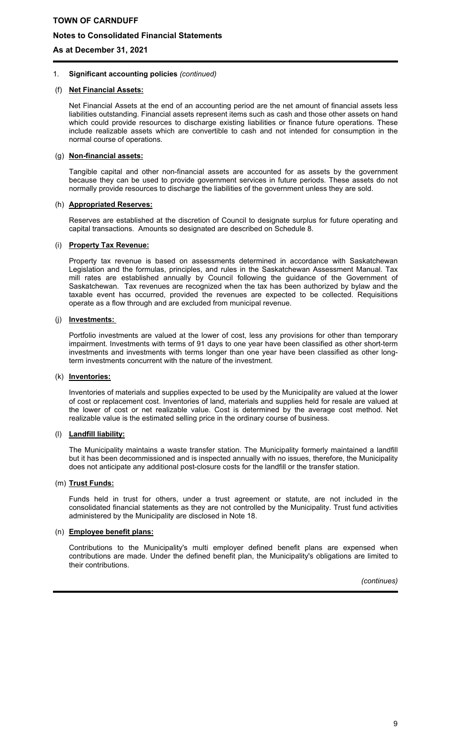1. **Significant accounting policies** *(continued)*

(f) **Net Financial Assets:**

Net Financial Assets at the end of an accounting period are the net amount of financial assets less liabilities outstanding. Financial assets represent items such as cash and those other assets on hand which could provide resources to discharge existing liabilities or finance future operations. These include realizable assets which are convertible to cash and not intended for consumption in the normal course of operations.

(g) **Non-financial assets:**

Tangible capital and other non-financial assets are accounted for as assets by the government because they can be used to provide government services in future periods. These assets do not normally provide resources to discharge the liabilities of the government unless they are sold.

(h) **Appropriated Reserves:**

Reserves are established at the discretion of Council to designate surplus for future operating and capital transactions. Amounts so designated are described on Schedule 8.

(i) **Property Tax Revenue:**

Property tax revenue is based on assessments determined in accordance with Saskatchewan Legislation and the formulas, principles, and rules in the Saskatchewan Assessment Manual. Tax mill rates are established annually by Council following the guidance of the Government of Saskatchewan. Tax revenues are recognized when the tax has been authorized by bylaw and the taxable event has occurred, provided the revenues are expected to be collected. Requisitions operate as a flow through and are excluded from municipal revenue.

(j) **Investments:**

Portfolio investments are valued at the lower of cost, less any provisions for other than temporary impairment. Investments with terms of 91 days to one year have been classified as other short-term investments and investments with terms longer than one year have been classified as other long-term investments concurrent with the nature of the investment.

(k) **Inventories:**

Inventories of materials and supplies expected to be used by the Municipality are valued at the lower of cost or replacement cost. Inventories of land, materials and supplies held for resale are valued at the lower of cost or net realizable value. Cost is determined by the average cost method. Net realizable value is the estimated selling price in the ordinary course of business.

(l) **Landfill liability:**

The Municipality maintains a waste transfer station. The Municipality formerly maintained a landfill but it has been decommissioned and is inspected annually with no issues, therefore, the Municipality does not anticipate any additional post-closure costs for the landfill or the transfer station.

(m) **Trust Funds:**

Funds held in trust for others, under a trust agreement or statute, are not included in the consolidated financial statements as they are not controlled by the Municipality. Trust fund activities administered by the Municipality are disclosed in Note 18.

(n) **Employee benefit plans:**

Contributions to the Municipality's multi employer defined benefit plans are expensed when contributions are made. Under the defined benefit plan, the Municipality's obligations are limited to their contributions.

*(continues)*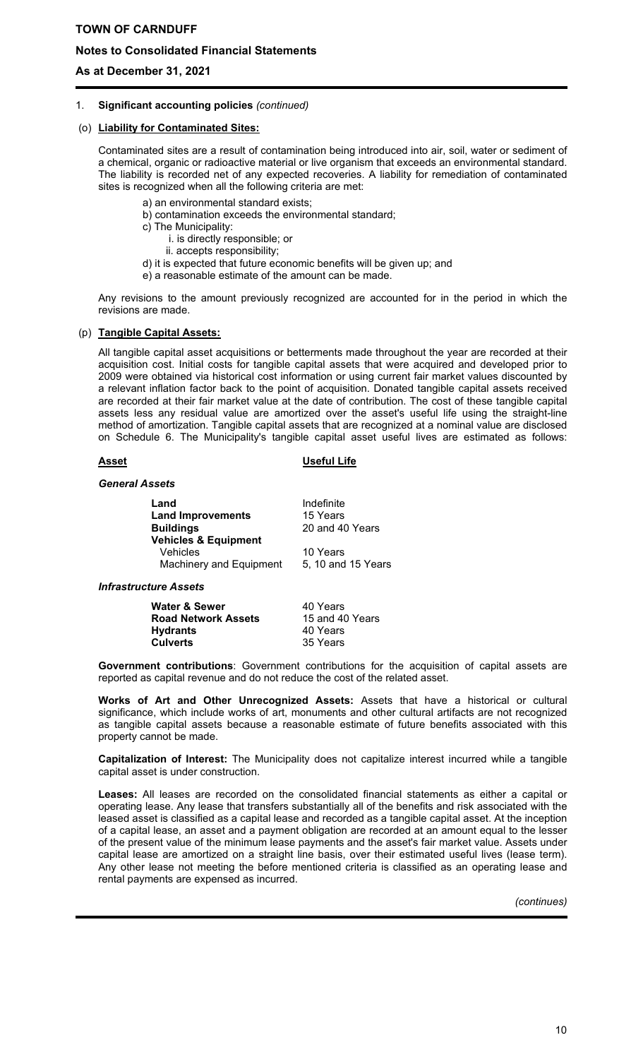1. **Significant accounting policies** *(continued)*

(o) **Liability for Contaminated Sites:**

Contaminated sites are a result of contamination being introduced into air, soil, water or sediment of a chemical, organic or radioactive material or live organism that exceeds an environmental standard. The liability is recorded net of any expected recoveries. A liability for remediation of contaminated sites is recognized when all the following criteria are met:

a) an environmental standard exists;
b) contamination exceeds the environmental standard;
c) The Municipality:
  i. is directly responsible; or
  ii. accepts responsibility;
d) it is expected that future economic benefits will be given up; and
e) a reasonable estimate of the amount can be made.

Any revisions to the amount previously recognized are accounted for in the period in which the revisions are made.

(p) **Tangible Capital Assets:**

All tangible capital asset acquisitions or betterments made throughout the year are recorded at their acquisition cost. Initial costs for tangible capital assets that were acquired and developed prior to 2009 were obtained via historical cost information or using current fair market values discounted by a relevant inflation factor back to the point of acquisition. Donated tangible capital assets received are recorded at their fair market value at the date of contribution. The cost of these tangible capital assets less any residual value are amortized over the asset's useful life using the straight-line method of amortization. Tangible capital assets that are recognized at a nominal value are disclosed on Schedule 6. The Municipality's tangible capital asset useful lives are estimated as follows:

| **Asset** | **Useful Life** |
|---|---|
| ***General Assets*** | |
| **Land** | Indefinite |
| **Land Improvements** | 15 Years |
| **Buildings** | 20 and 40 Years |
| **Vehicles & Equipment** | |
| Vehicles | 10 Years |
| Machinery and Equipment | 5, 10 and 15 Years |
| ***Infrastructure Assets*** | |
| **Water & Sewer** | 40 Years |
| **Road Network Assets** | 15 and 40 Years |
| **Hydrants** | 40 Years |
| **Culverts** | 35 Years |

**Government contributions**: Government contributions for the acquisition of capital assets are reported as capital revenue and do not reduce the cost of the related asset.

**Works of Art and Other Unrecognized Assets:** Assets that have a historical or cultural significance, which include works of art, monuments and other cultural artifacts are not recognized as tangible capital assets because a reasonable estimate of future benefits associated with this property cannot be made.

**Capitalization of Interest:** The Municipality does not capitalize interest incurred while a tangible capital asset is under construction.

**Leases:** All leases are recorded on the consolidated financial statements as either a capital or operating lease. Any lease that transfers substantially all of the benefits and risk associated with the leased asset is classified as a capital lease and recorded as a tangible capital asset. At the inception of a capital lease, an asset and a payment obligation are recorded at an amount equal to the lesser of the present value of the minimum lease payments and the asset's fair market value. Assets under capital lease are amortized on a straight line basis, over their estimated useful lives (lease term). Any other lease not meeting the before mentioned criteria is classified as an operating lease and rental payments are expensed as incurred.

*(continues)*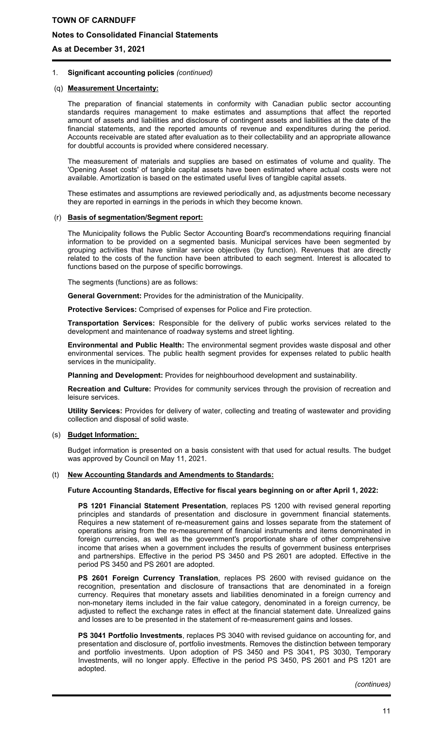1. **Significant accounting policies** *(continued)*

(q) **Measurement Uncertainty:**

The preparation of financial statements in conformity with Canadian public sector accounting standards requires management to make estimates and assumptions that affect the reported amount of assets and liabilities and disclosure of contingent assets and liabilities at the date of the financial statements, and the reported amounts of revenue and expenditures during the period. Accounts receivable are stated after evaluation as to their collectability and an appropriate allowance for doubtful accounts is provided where considered necessary.

The measurement of materials and supplies are based on estimates of volume and quality. The 'Opening Asset costs' of tangible capital assets have been estimated where actual costs were not available. Amortization is based on the estimated useful lives of tangible capital assets.

These estimates and assumptions are reviewed periodically and, as adjustments become necessary they are reported in earnings in the periods in which they become known.

(r) **Basis of segmentation/Segment report:**

The Municipality follows the Public Sector Accounting Board's recommendations requiring financial information to be provided on a segmented basis. Municipal services have been segmented by grouping activities that have similar service objectives (by function). Revenues that are directly related to the costs of the function have been attributed to each segment. Interest is allocated to functions based on the purpose of specific borrowings.

The segments (functions) are as follows:

**General Government:** Provides for the administration of the Municipality.

**Protective Services:** Comprised of expenses for Police and Fire protection.

**Transportation Services:** Responsible for the delivery of public works services related to the development and maintenance of roadway systems and street lighting.

**Environmental and Public Health:** The environmental segment provides waste disposal and other environmental services. The public health segment provides for expenses related to public health services in the municipality.

**Planning and Development:** Provides for neighbourhood development and sustainability.

**Recreation and Culture:** Provides for community services through the provision of recreation and leisure services.

**Utility Services:** Provides for delivery of water, collecting and treating of wastewater and providing collection and disposal of solid waste.

(s) **Budget Information:**

Budget information is presented on a basis consistent with that used for actual results. The budget was approved by Council on May 11, 2021.

(t) **New Accounting Standards and Amendments to Standards:**

**Future Accounting Standards, Effective for fiscal years beginning on or after April 1, 2022:**

**PS 1201 Financial Statement Presentation**, replaces PS 1200 with revised general reporting principles and standards of presentation and disclosure in government financial statements. Requires a new statement of re-measurement gains and losses separate from the statement of operations arising from the re-measurement of financial instruments and items denominated in foreign currencies, as well as the government's proportionate share of other comprehensive income that arises when a government includes the results of government business enterprises and partnerships. Effective in the period PS 3450 and PS 2601 are adopted. Effective in the period PS 3450 and PS 2601 are adopted.

**PS 2601 Foreign Currency Translation**, replaces PS 2600 with revised guidance on the recognition, presentation and disclosure of transactions that are denominated in a foreign currency. Requires that monetary assets and liabilities denominated in a foreign currency and non-monetary items included in the fair value category, denominated in a foreign currency, be adjusted to reflect the exchange rates in effect at the financial statement date. Unrealized gains and losses are to be presented in the statement of re-measurement gains and losses.

**PS 3041 Portfolio Investments**, replaces PS 3040 with revised guidance on accounting for, and presentation and disclosure of, portfolio investments. Removes the distinction between temporary and portfolio investments. Upon adoption of PS 3450 and PS 3041, PS 3030, Temporary Investments, will no longer apply. Effective in the period PS 3450, PS 2601 and PS 1201 are adopted.

*(continues)*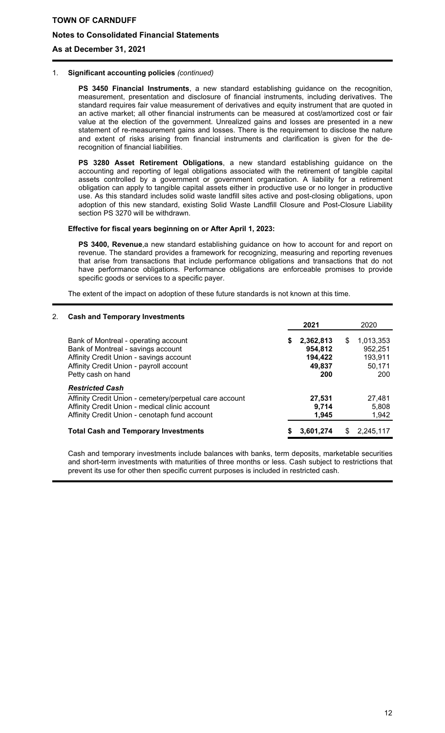1. **Significant accounting policies** *(continued)*

   **PS 3450 Financial Instruments**, a new standard establishing guidance on the recognition, measurement, presentation and disclosure of financial instruments, including derivatives. The standard requires fair value measurement of derivatives and equity instrument that are quoted in an active market; all other financial instruments can be measured at cost/amortized cost or fair value at the election of the government. Unrealized gains and losses are presented in a new statement of re-measurement gains and losses. There is the requirement to disclose the nature and extent of risks arising from financial instruments and clarification is given for the de-recognition of financial liabilities.

   **PS 3280 Asset Retirement Obligations**, a new standard establishing guidance on the accounting and reporting of legal obligations associated with the retirement of tangible capital assets controlled by a government or government organization. A liability for a retirement obligation can apply to tangible capital assets either in productive use or no longer in productive use. As this standard includes solid waste landfill sites active and post-closing obligations, upon adoption of this new standard, existing Solid Waste Landfill Closure and Post-Closure Liability section PS 3270 will be withdrawn.

   **Effective for fiscal years beginning on or After April 1, 2023:**

   **PS 3400, Revenue**,a new standard establishing guidance on how to account for and report on revenue. The standard provides a framework for recognizing, measuring and reporting revenues that arise from transactions that include performance obligations and transactions that do not have performance obligations. Performance obligations are enforceable promises to provide specific goods or services to a specific payer.

   The extent of the impact on adoption of these future standards is not known at this time.

2. **Cash and Temporary Investments**

| | 2021 | 2020 |
|---|---|---|
| Bank of Montreal - operating account | **$ 2,362,813** | $ 1,013,353 |
| Bank of Montreal - savings account | **954,812** | 952,251 |
| Affinity Credit Union - savings account | **194,422** | 193,911 |
| Affinity Credit Union - payroll account | **49,837** | 50,171 |
| Petty cash on hand | **200** | 200 |
| ***Restricted Cash*** | | |
| Affinity Credit Union - cemetery/perpetual care account | **27,531** | 27,481 |
| Affinity Credit Union - medical clinic account | **9,714** | 5,808 |
| Affinity Credit Union - cenotaph fund account | **1,945** | 1,942 |
| **Total Cash and Temporary Investments** | **$ 3,601,274** | $ 2,245,117 |

   Cash and temporary investments include balances with banks, term deposits, marketable securities and short-term investments with maturities of three months or less. Cash subject to restrictions that prevent its use for other then specific current purposes is included in restricted cash.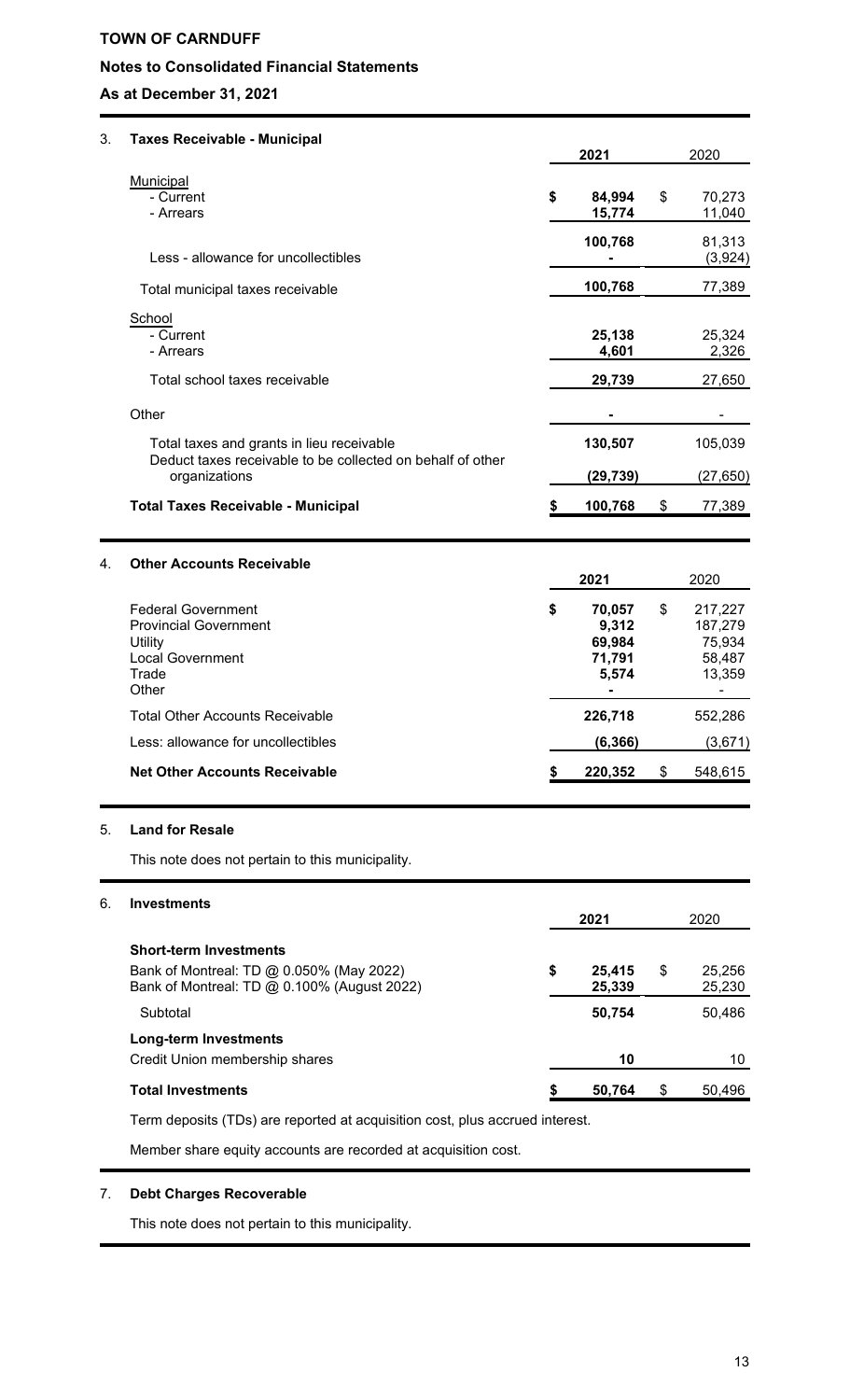**TOWN OF CARNDUFF**

**Notes to Consolidated Financial Statements**

**As at December 31, 2021**

## 3. Taxes Receivable - Municipal

| | 2021 | 2020 |
|---|---|---|
| Municipal | | |
| - Current | $ 84,994 | $ 70,273 |
| - Arrears | 15,774 | 11,040 |
| | 100,768 | 81,313 |
| Less - allowance for uncollectibles | - | (3,924) |
| Total municipal taxes receivable | 100,768 | 77,389 |
| School | | |
| - Current | 25,138 | 25,324 |
| - Arrears | 4,601 | 2,326 |
| Total school taxes receivable | 29,739 | 27,650 |
| Other | - | - |
| Total taxes and grants in lieu receivable | 130,507 | 105,039 |
| Deduct taxes receivable to be collected on behalf of other organizations | (29,739) | (27,650) |
| **Total Taxes Receivable - Municipal** | **$ 100,768** | $ 77,389 |

## 4. Other Accounts Receivable

| | 2021 | 2020 |
|---|---|---|
| Federal Government | $ 70,057 | $ 217,227 |
| Provincial Government | 9,312 | 187,279 |
| Utility | 69,984 | 75,934 |
| Local Government | 71,791 | 58,487 |
| Trade | 5,574 | 13,359 |
| Other | - | - |
| Total Other Accounts Receivable | 226,718 | 552,286 |
| Less: allowance for uncollectibles | (6,366) | (3,671) |
| **Net Other Accounts Receivable** | **$ 220,352** | $ 548,615 |

## 5. Land for Resale

This note does not pertain to this municipality.

## 6. Investments

| | 2021 | 2020 |
|---|---|---|
| **Short-term Investments** | | |
| Bank of Montreal: TD @ 0.050% (May 2022) | $ 25,415 | $ 25,256 |
| Bank of Montreal: TD @ 0.100% (August 2022) | 25,339 | 25,230 |
| Subtotal | 50,754 | 50,486 |
| **Long-term Investments** | | |
| Credit Union membership shares | 10 | 10 |
| **Total Investments** | **$ 50,764** | $ 50,496 |

Term deposits (TDs) are reported at acquisition cost, plus accrued interest.

Member share equity accounts are recorded at acquisition cost.

## 7. Debt Charges Recoverable

This note does not pertain to this municipality.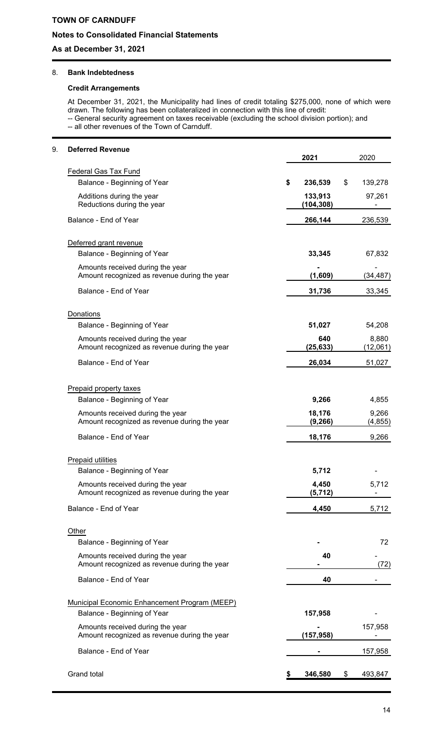## 8. Bank Indebtedness

### Credit Arrangements

At December 31, 2021, the Municipality had lines of credit totaling $275,000, none of which were drawn. The following has been collateralized in connection with this line of credit:
-- General security agreement on taxes receivable (excluding the school division portion); and
-- all other revenues of the Town of Carnduff.

## 9. Deferred Revenue

| | 2021 | 2020 |
|---|---|---|
| Federal Gas Tax Fund | | |
| Balance - Beginning of Year | $ 236,539 | $ 139,278 |
| Additions during the year | 133,913 | 97,261 |
| Reductions during the year | (104,308) | - |
| Balance - End of Year | 266,144 | 236,539 |
| Deferred grant revenue | | |
| Balance - Beginning of Year | 33,345 | 67,832 |
| Amounts received during the year | - | - |
| Amount recognized as revenue during the year | (1,609) | (34,487) |
| Balance - End of Year | 31,736 | 33,345 |
| Donations | | |
| Balance - Beginning of Year | 51,027 | 54,208 |
| Amounts received during the year | 640 | 8,880 |
| Amount recognized as revenue during the year | (25,633) | (12,061) |
| Balance - End of Year | 26,034 | 51,027 |
| Prepaid property taxes | | |
| Balance - Beginning of Year | 9,266 | 4,855 |
| Amounts received during the year | 18,176 | 9,266 |
| Amount recognized as revenue during the year | (9,266) | (4,855) |
| Balance - End of Year | 18,176 | 9,266 |
| Prepaid utilities | | |
| Balance - Beginning of Year | 5,712 | - |
| Amounts received during the year | 4,450 | 5,712 |
| Amount recognized as revenue during the year | (5,712) | - |
| Balance - End of Year | 4,450 | 5,712 |
| Other | | |
| Balance - Beginning of Year | - | 72 |
| Amounts received during the year | 40 | - |
| Amount recognized as revenue during the year | - | (72) |
| Balance - End of Year | 40 | - |
| Municipal Economic Enhancement Program (MEEP) | | |
| Balance - Beginning of Year | 157,958 | - |
| Amounts received during the year | - | 157,958 |
| Amount recognized as revenue during the year | (157,958) | - |
| Balance - End of Year | - | 157,958 |
| Grand total | $ 346,580 | $ 493,847 |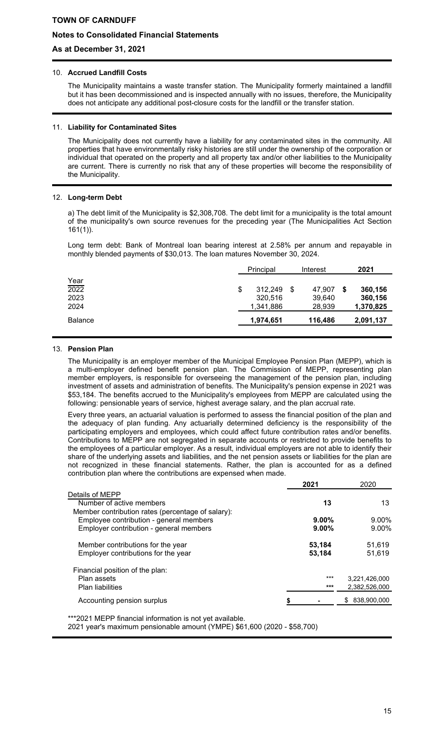**TOWN OF CARNDUFF**

**Notes to Consolidated Financial Statements**

**As at December 31, 2021**

## 10. Accrued Landfill Costs

The Municipality maintains a waste transfer station. The Municipality formerly maintained a landfill but it has been decommissioned and is inspected annually with no issues, therefore, the Municipality does not anticipate any additional post-closure costs for the landfill or the transfer station.

## 11. Liability for Contaminated Sites

The Municipality does not currently have a liability for any contaminated sites in the community. All properties that have environmentally risky histories are still under the ownership of the corporation or individual that operated on the property and all property tax and/or other liabilities to the Municipality are current. There is currently no risk that any of these properties will become the responsibility of the Municipality.

## 12. Long-term Debt

a) The debt limit of the Municipality is $2,308,708. The debt limit for a municipality is the total amount of the municipality's own source revenues for the preceding year (The Municipalities Act Section 161(1)).

Long term debt: Bank of Montreal loan bearing interest at 2.58% per annum and repayable in monthly blended payments of $30,013. The loan matures November 30, 2024.

| Year | Principal | Interest | 2021 |
|---|---|---|---|
| 2022 | $ 312,249 | $ 47,907 | $ 360,156 |
| 2023 | 320,516 | 39,640 | 360,156 |
| 2024 | 1,341,886 | 28,939 | 1,370,825 |
| Balance | 1,974,651 | 116,486 | 2,091,137 |

## 13. Pension Plan

The Municipality is an employer member of the Municipal Employee Pension Plan (MEPP), which is a multi-employer defined benefit pension plan. The Commission of MEPP, representing plan member employers, is responsible for overseeing the management of the pension plan, including investment of assets and administration of benefits. The Municipality's pension expense in 2021 was $53,184. The benefits accrued to the Municipality's employees from MEPP are calculated using the following: pensionable years of service, highest average salary, and the plan accrual rate.

Every three years, an actuarial valuation is performed to assess the financial position of the plan and the adequacy of plan funding. Any actuarially determined deficiency is the responsibility of the participating employers and employees, which could affect future contribution rates and/or benefits. Contributions to MEPP are not segregated in separate accounts or restricted to provide benefits to the employees of a particular employer. As a result, individual employers are not able to identify their share of the underlying assets and liabilities, and the net pension assets or liabilities for the plan are not recognized in these financial statements. Rather, the plan is accounted for as a defined contribution plan where the contributions are expensed when made.

| | 2021 | 2020 |
|---|---|---|
| Details of MEPP | | |
| Number of active members | 13 | 13 |
| Member contribution rates (percentage of salary): | | |
| Employee contribution - general members | 9.00% | 9.00% |
| Employer contribution - general members | 9.00% | 9.00% |
| Member contributions for the year | 53,184 | 51,619 |
| Employer contributions for the year | 53,184 | 51,619 |
| Financial position of the plan: | | |
| Plan assets | *** | 3,221,426,000 |
| Plan liabilities | *** | 2,382,526,000 |
| Accounting pension surplus | $ - | $ 838,900,000 |

***2021 MEPP financial information is not yet available.
2021 year's maximum pensionable amount (YMPE) $61,600 (2020 - $58,700)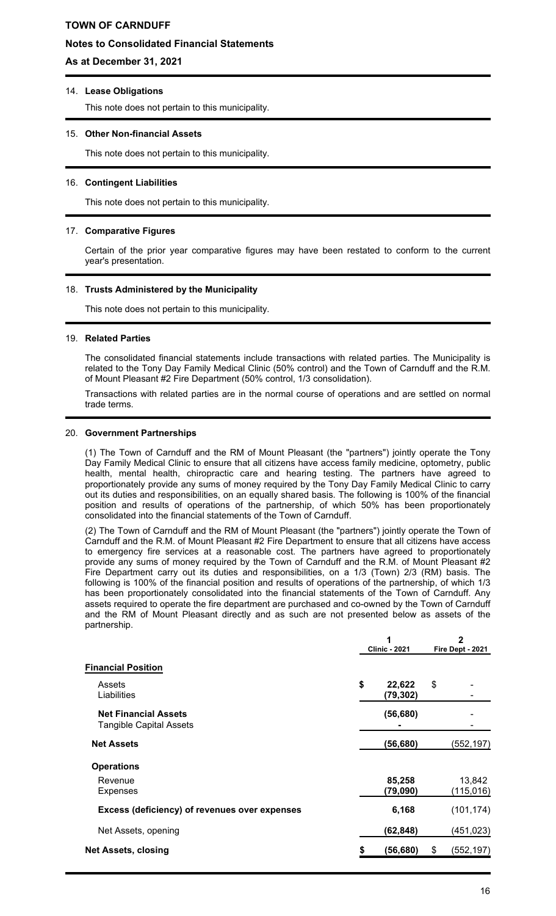**TOWN OF CARNDUFF**

**Notes to Consolidated Financial Statements**

**As at December 31, 2021**

14. **Lease Obligations**

This note does not pertain to this municipality.

15. **Other Non-financial Assets**

This note does not pertain to this municipality.

16. **Contingent Liabilities**

This note does not pertain to this municipality.

17. **Comparative Figures**

Certain of the prior year comparative figures may have been restated to conform to the current year's presentation.

18. **Trusts Administered by the Municipality**

This note does not pertain to this municipality.

19. **Related Parties**

The consolidated financial statements include transactions with related parties. The Municipality is related to the Tony Day Family Medical Clinic (50% control) and the Town of Carnduff and the R.M. of Mount Pleasant #2 Fire Department (50% control, 1/3 consolidation).

Transactions with related parties are in the normal course of operations and are settled on normal trade terms.

20. **Government Partnerships**

(1) The Town of Carnduff and the RM of Mount Pleasant (the "partners") jointly operate the Tony Day Family Medical Clinic to ensure that all citizens have access family medicine, optometry, public health, mental health, chiropractic care and hearing testing. The partners have agreed to proportionately provide any sums of money required by the Tony Day Family Medical Clinic to carry out its duties and responsibilities, on an equally shared basis. The following is 100% of the financial position and results of operations of the partnership, of which 50% has been proportionately consolidated into the financial statements of the Town of Carnduff.

(2) The Town of Carnduff and the RM of Mount Pleasant (the "partners") jointly operate the Town of Carnduff and the R.M. of Mount Pleasant #2 Fire Department to ensure that all citizens have access to emergency fire services at a reasonable cost. The partners have agreed to proportionately provide any sums of money required by the Town of Carnduff and the R.M. of Mount Pleasant #2 Fire Department carry out its duties and responsibilities, on a 1/3 (Town) 2/3 (RM) basis. The following is 100% of the financial position and results of operations of the partnership, of which 1/3 has been proportionately consolidated into the financial statements of the Town of Carnduff. Any assets required to operate the fire department are purchased and co-owned by the Town of Carnduff and the RM of Mount Pleasant directly and as such are not presented below as assets of the partnership.

| | 1<br>Clinic - 2021 | 2<br>Fire Dept - 2021 |
|---|---|---|
| **Financial Position** | | |
| Assets | $ 22,622 | $ - |
| Liabilities | (79,302) | - |
| **Net Financial Assets** | **(56,680)** | - |
| Tangible Capital Assets | - | - |
| **Net Assets** | **(56,680)** | (552,197) |
| **Operations** | | |
| Revenue | 85,258 | 13,842 |
| Expenses | (79,090) | (115,016) |
| **Excess (deficiency) of revenues over expenses** | 6,168 | (101,174) |
| Net Assets, opening | (62,848) | (451,023) |
| **Net Assets, closing** | $ **(56,680)** | $ (552,197) |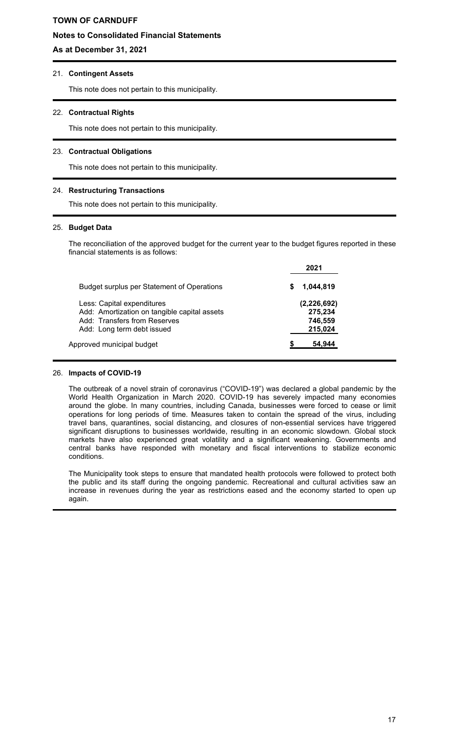**TOWN OF CARNDUFF**

**Notes to Consolidated Financial Statements**

**As at December 31, 2021**

## 21. Contingent Assets

This note does not pertain to this municipality.

## 22. Contractual Rights

This note does not pertain to this municipality.

## 23. Contractual Obligations

This note does not pertain to this municipality.

## 24. Restructuring Transactions

This note does not pertain to this municipality.

## 25. Budget Data

The reconciliation of the approved budget for the current year to the budget figures reported in these financial statements is as follows:

| | 2021 |
|---|---|
| Budget surplus per Statement of Operations | $ 1,044,819 |
| Less: Capital expenditures | (2,226,692) |
| Add: Amortization on tangible capital assets | 275,234 |
| Add: Transfers from Reserves | 746,559 |
| Add: Long term debt issued | 215,024 |
| Approved municipal budget | $ 54,944 |

## 26. Impacts of COVID-19

The outbreak of a novel strain of coronavirus ("COVID-19") was declared a global pandemic by the World Health Organization in March 2020. COVID-19 has severely impacted many economies around the globe. In many countries, including Canada, businesses were forced to cease or limit operations for long periods of time. Measures taken to contain the spread of the virus, including travel bans, quarantines, social distancing, and closures of non-essential services have triggered significant disruptions to businesses worldwide, resulting in an economic slowdown. Global stock markets have also experienced great volatility and a significant weakening. Governments and central banks have responded with monetary and fiscal interventions to stabilize economic conditions.

The Municipality took steps to ensure that mandated health protocols were followed to protect both the public and its staff during the ongoing pandemic. Recreational and cultural activities saw an increase in revenues during the year as restrictions eased and the economy started to open up again.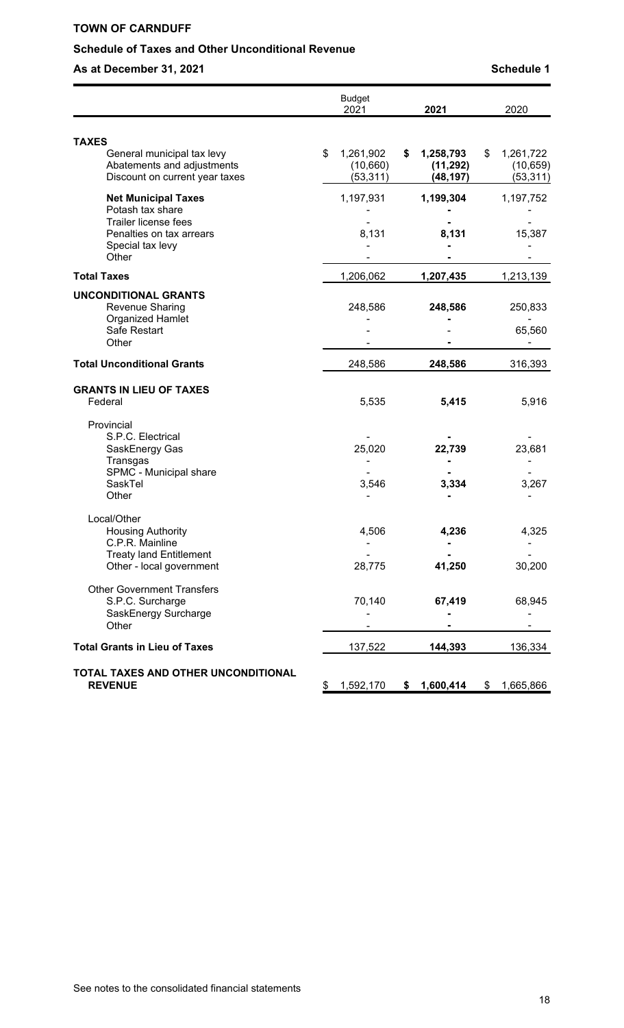**TOWN OF CARNDUFF**

**Schedule of Taxes and Other Unconditional Revenue**

**As at December 31, 2021** **Schedule 1**

| | Budget 2021 | 2021 | 2020 |
|---|---|---|---|
| **TAXES** | | | |
| General municipal tax levy | $ 1,261,902 | **$ 1,258,793** | $ 1,261,722 |
| Abatements and adjustments | (10,660) | **(11,292)** | (10,659) |
| Discount on current year taxes | (53,311) | **(48,197)** | (53,311) |
| **Net Municipal Taxes** | 1,197,931 | **1,199,304** | 1,197,752 |
| Potash tax share | - | **-** | - |
| Trailer license fees | - | **-** | - |
| Penalties on tax arrears | 8,131 | **8,131** | 15,387 |
| Special tax levy | - | **-** | - |
| Other | - | **-** | - |
| **Total Taxes** | 1,206,062 | **1,207,435** | 1,213,139 |
| **UNCONDITIONAL GRANTS** | | | |
| Revenue Sharing | 248,586 | **248,586** | 250,833 |
| Organized Hamlet | - | **-** | - |
| Safe Restart | - | - | 65,560 |
| Other | - | **-** | - |
| **Total Unconditional Grants** | 248,586 | **248,586** | 316,393 |
| **GRANTS IN LIEU OF TAXES** | | | |
| Federal | 5,535 | **5,415** | 5,916 |
| Provincial | | | |
| S.P.C. Electrical | - | **-** | - |
| SaskEnergy Gas | 25,020 | **22,739** | 23,681 |
| Transgas | - | **-** | - |
| SPMC - Municipal share | - | **-** | - |
| SaskTel | 3,546 | **3,334** | 3,267 |
| Other | - | **-** | - |
| Local/Other | | | |
| Housing Authority | 4,506 | **4,236** | 4,325 |
| C.P.R. Mainline | - | **-** | - |
| Treaty land Entitlement | - | **-** | - |
| Other - local government | 28,775 | **41,250** | 30,200 |
| Other Government Transfers | | | |
| S.P.C. Surcharge | 70,140 | **67,419** | 68,945 |
| SaskEnergy Surcharge | - | **-** | - |
| Other | - | **-** | - |
| **Total Grants in Lieu of Taxes** | 137,522 | **144,393** | 136,334 |
| **TOTAL TAXES AND OTHER UNCONDITIONAL REVENUE** | $ 1,592,170 | **$ 1,600,414** | $ 1,665,866 |

See notes to the consolidated financial statements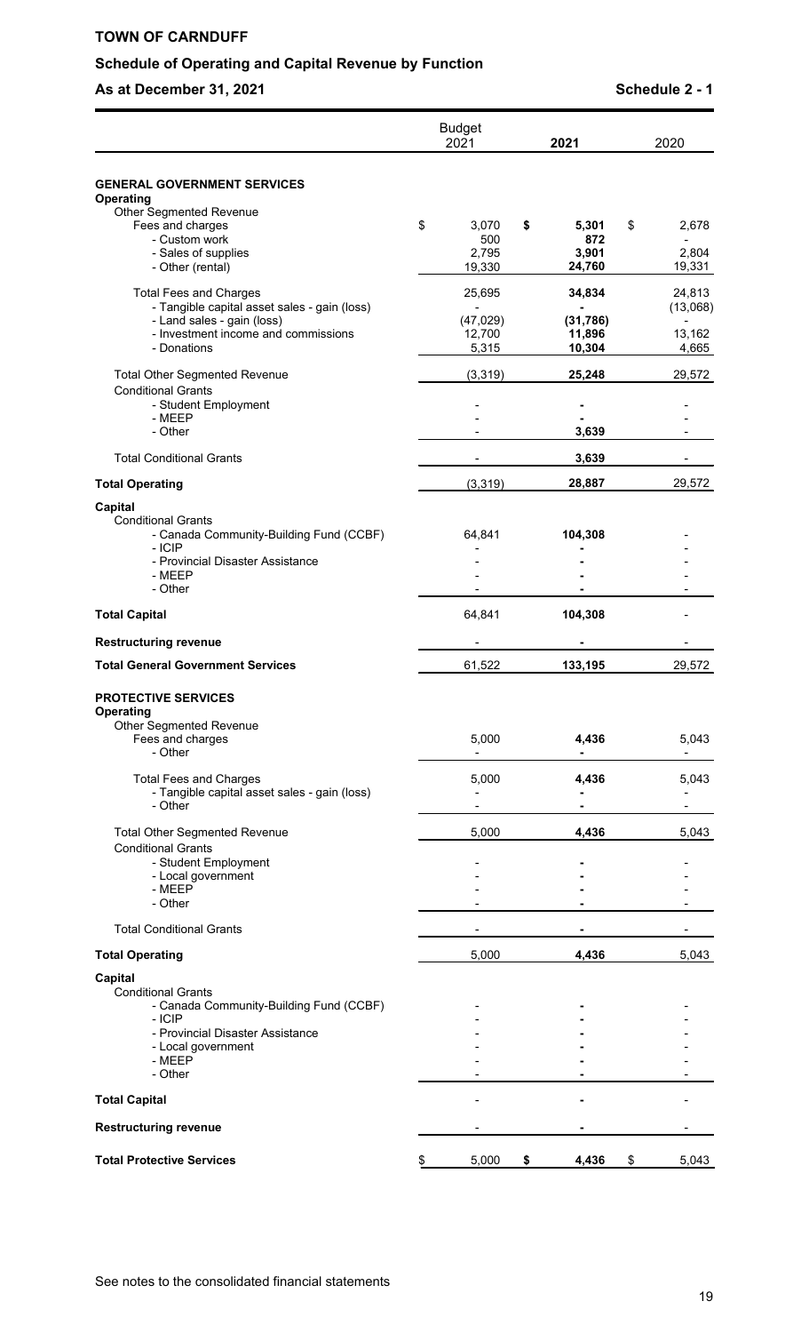**TOWN OF CARNDUFF**

**Schedule of Operating and Capital Revenue by Function**

**As at December 31, 2021** **Schedule 2 - 1**

| | Budget 2021 | 2021 | 2020 |
|---|---|---|---|
| **GENERAL GOVERNMENT SERVICES** | | | |
| **Operating** | | | |
| Other Segmented Revenue | | | |
| Fees and charges | $ 3,070 | **$ 5,301** | $ 2,678 |
| - Custom work | 500 | **872** | - |
| - Sales of supplies | 2,795 | **3,901** | 2,804 |
| - Other (rental) | 19,330 | **24,760** | 19,331 |
| Total Fees and Charges | 25,695 | **34,834** | 24,813 |
| - Tangible capital asset sales - gain (loss) | - | **-** | (13,068) |
| - Land sales - gain (loss) | (47,029) | **(31,786)** | - |
| - Investment income and commissions | 12,700 | **11,896** | 13,162 |
| - Donations | 5,315 | **10,304** | 4,665 |
| Total Other Segmented Revenue | (3,319) | **25,248** | 29,572 |
| Conditional Grants | | | |
| - Student Employment | - | **-** | - |
| - MEEP | - | **-** | - |
| - Other | - | **3,639** | - |
| Total Conditional Grants | - | **3,639** | - |
| **Total Operating** | (3,319) | **28,887** | 29,572 |
| **Capital** | | | |
| Conditional Grants | | | |
| - Canada Community-Building Fund (CCBF) | 64,841 | **104,308** | - |
| - ICIP | - | **-** | - |
| - Provincial Disaster Assistance | - | **-** | - |
| - MEEP | - | **-** | - |
| - Other | - | **-** | - |
| **Total Capital** | 64,841 | **104,308** | - |
| **Restructuring revenue** | - | **-** | - |
| **Total General Government Services** | 61,522 | **133,195** | 29,572 |
| **PROTECTIVE SERVICES** | | | |
| **Operating** | | | |
| Other Segmented Revenue | | | |
| Fees and charges | 5,000 | **4,436** | 5,043 |
| - Other | - | **-** | - |
| Total Fees and Charges | 5,000 | **4,436** | 5,043 |
| - Tangible capital asset sales - gain (loss) | - | **-** | - |
| - Other | - | **-** | - |
| Total Other Segmented Revenue | 5,000 | **4,436** | 5,043 |
| Conditional Grants | | | |
| - Student Employment | - | **-** | - |
| - Local government | - | **-** | - |
| - MEEP | - | **-** | - |
| - Other | - | **-** | - |
| Total Conditional Grants | - | **-** | - |
| **Total Operating** | 5,000 | **4,436** | 5,043 |
| **Capital** | | | |
| Conditional Grants | | | |
| - Canada Community-Building Fund (CCBF) | - | **-** | - |
| - ICIP | - | **-** | - |
| - Provincial Disaster Assistance | - | **-** | - |
| - Local government | - | **-** | - |
| - MEEP | - | **-** | - |
| - Other | - | **-** | - |
| **Total Capital** | - | **-** | - |
| **Restructuring revenue** | - | **-** | - |
| **Total Protective Services** | $ 5,000 | **$ 4,436** | $ 5,043 |

See notes to the consolidated financial statements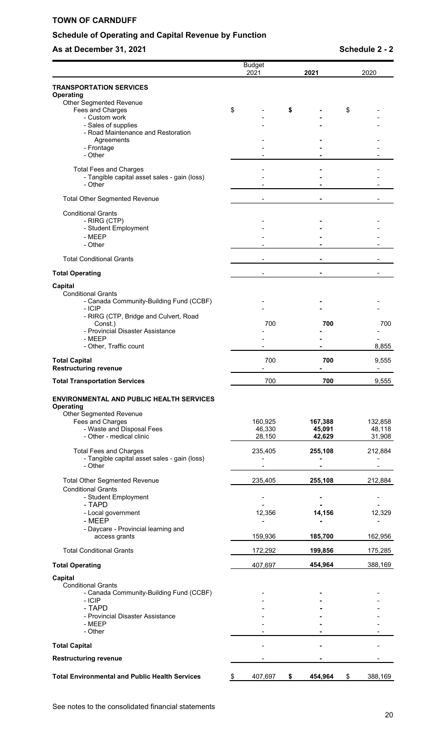**TOWN OF CARNDUFF**

## Schedule of Operating and Capital Revenue by Function

**As at December 31, 2021** **Schedule 2 - 2**

| | Budget 2021 | 2021 | 2020 |
|---|---|---|---|
| **TRANSPORTATION SERVICES** | | | |
| **Operating** | | | |
| Other Segmented Revenue | | | |
| Fees and Charges | $ - | $ - | $ - |
| - Custom work | - | - | - |
| - Sales of supplies | - | - | - |
| - Road Maintenance and Restoration Agreements | - | - | - |
| - Frontage | - | - | - |
| - Other | - | - | - |
| Total Fees and Charges | - | - | - |
| - Tangible capital asset sales - gain (loss) | - | - | - |
| - Other | - | - | - |
| Total Other Segmented Revenue | - | - | - |
| Conditional Grants | | | |
| - RIRG (CTP) | - | - | - |
| - Student Employment | - | - | - |
| - MEEP | - | - | - |
| - Other | - | - | - |
| Total Conditional Grants | - | - | - |
| **Total Operating** | - | - | - |
| **Capital** | | | |
| Conditional Grants | | | |
| - Canada Community-Building Fund (CCBF) | - | - | - |
| - ICIP | - | - | - |
| - RIRG (CTP, Bridge and Culvert, Road Const.) | 700 | 700 | 700 |
| - Provincial Disaster Assistance | - | - | - |
| - MEEP | - | - | - |
| - Other, Traffic count | - | - | 8,855 |
| **Total Capital** | 700 | 700 | 9,555 |
| **Restructuring revenue** | - | - | - |
| **Total Transportation Services** | 700 | 700 | 9,555 |
| **ENVIRONMENTAL AND PUBLIC HEALTH SERVICES** | | | |
| **Operating** | | | |
| Other Segmented Revenue | | | |
| Fees and Charges | 160,925 | 167,388 | 132,858 |
| - Waste and Disposal Fees | 46,330 | 45,091 | 48,118 |
| - Other - medical clinic | 28,150 | 42,629 | 31,908 |
| Total Fees and Charges | 235,405 | 255,108 | 212,884 |
| - Tangible capital asset sales - gain (loss) | - | - | - |
| - Other | - | - | - |
| Total Other Segmented Revenue | 235,405 | 255,108 | 212,884 |
| Conditional Grants | | | |
| - Student Employment | - | - | - |
| - TAPD | - | - | - |
| - Local government | 12,356 | 14,156 | 12,329 |
| - MEEP | - | - | - |
| - Daycare - Provincial learning and access grants | 159,936 | 185,700 | 162,956 |
| Total Conditional Grants | 172,292 | 199,856 | 175,285 |
| **Total Operating** | 407,697 | 454,964 | 388,169 |
| **Capital** | | | |
| Conditional Grants | | | |
| - Canada Community-Building Fund (CCBF) | - | - | - |
| - ICIP | - | - | - |
| - TAPD | - | - | - |
| - Provincial Disaster Assistance | - | - | - |
| - MEEP | - | - | - |
| - Other | - | - | - |
| **Total Capital** | - | - | - |
| **Restructuring revenue** | - | - | - |
| **Total Environmental and Public Health Services** | $ 407,697 | $ 454,964 | $ 388,169 |

See notes to the consolidated financial statements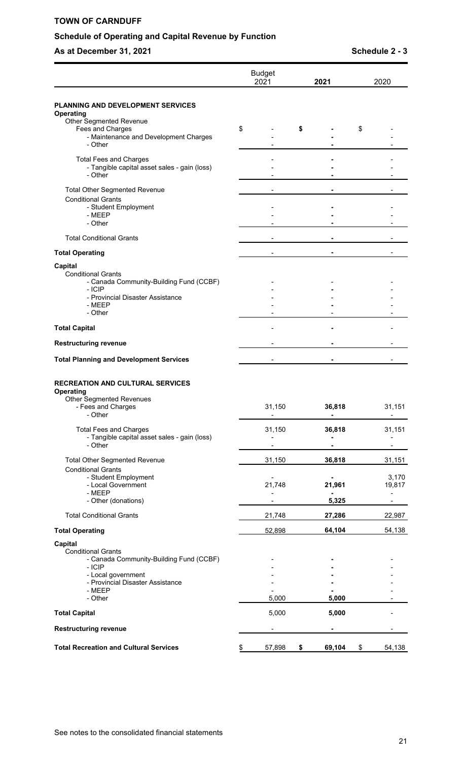**TOWN OF CARNDUFF**

**Schedule of Operating and Capital Revenue by Function**

**As at December 31, 2021** **Schedule 2 - 3**

| | Budget 2021 | 2021 | 2020 |
|---|---|---|---|
| **PLANNING AND DEVELOPMENT SERVICES** | | | |
| **Operating** | | | |
| Other Segmented Revenue | | | |
| Fees and Charges | $ - | $ - | $ - |
| - Maintenance and Development Charges | - | - | - |
| - Other | - | - | - |
| Total Fees and Charges | - | - | - |
| - Tangible capital asset sales - gain (loss) | - | - | - |
| - Other | - | - | - |
| Total Other Segmented Revenue | - | - | - |
| Conditional Grants | | | |
| - Student Employment | - | - | - |
| - MEEP | - | - | - |
| - Other | - | - | - |
| Total Conditional Grants | - | - | - |
| **Total Operating** | - | - | - |
| **Capital** | | | |
| Conditional Grants | | | |
| - Canada Community-Building Fund (CCBF) | - | - | - |
| - ICIP | - | - | - |
| - Provincial Disaster Assistance | - | - | - |
| - MEEP | - | - | - |
| - Other | - | - | - |
| **Total Capital** | - | - | - |
| **Restructuring revenue** | - | - | - |
| **Total Planning and Development Services** | - | - | - |
| | | | |
| **RECREATION AND CULTURAL SERVICES** | | | |
| **Operating** | | | |
| Other Segmented Revenues | | | |
| - Fees and Charges | 31,150 | 36,818 | 31,151 |
| - Other | - | - | - |
| Total Fees and Charges | 31,150 | 36,818 | 31,151 |
| - Tangible capital asset sales - gain (loss) | - | - | - |
| - Other | - | - | - |
| Total Other Segmented Revenue | 31,150 | 36,818 | 31,151 |
| Conditional Grants | | | |
| - Student Employment | - | - | 3,170 |
| - Local Government | 21,748 | 21,961 | 19,817 |
| - MEEP | - | - | - |
| - Other (donations) | - | 5,325 | - |
| Total Conditional Grants | 21,748 | 27,286 | 22,987 |
| **Total Operating** | 52,898 | 64,104 | 54,138 |
| **Capital** | | | |
| Conditional Grants | | | |
| - Canada Community-Building Fund (CCBF) | - | - | - |
| - ICIP | - | - | - |
| - Local government | - | - | - |
| - Provincial Disaster Assistance | - | - | - |
| - MEEP | - | - | - |
| - Other | 5,000 | 5,000 | - |
| **Total Capital** | 5,000 | 5,000 | - |
| **Restructuring revenue** | - | - | - |
| **Total Recreation and Cultural Services** | $ 57,898 | $ 69,104 | $ 54,138 |

See notes to the consolidated financial statements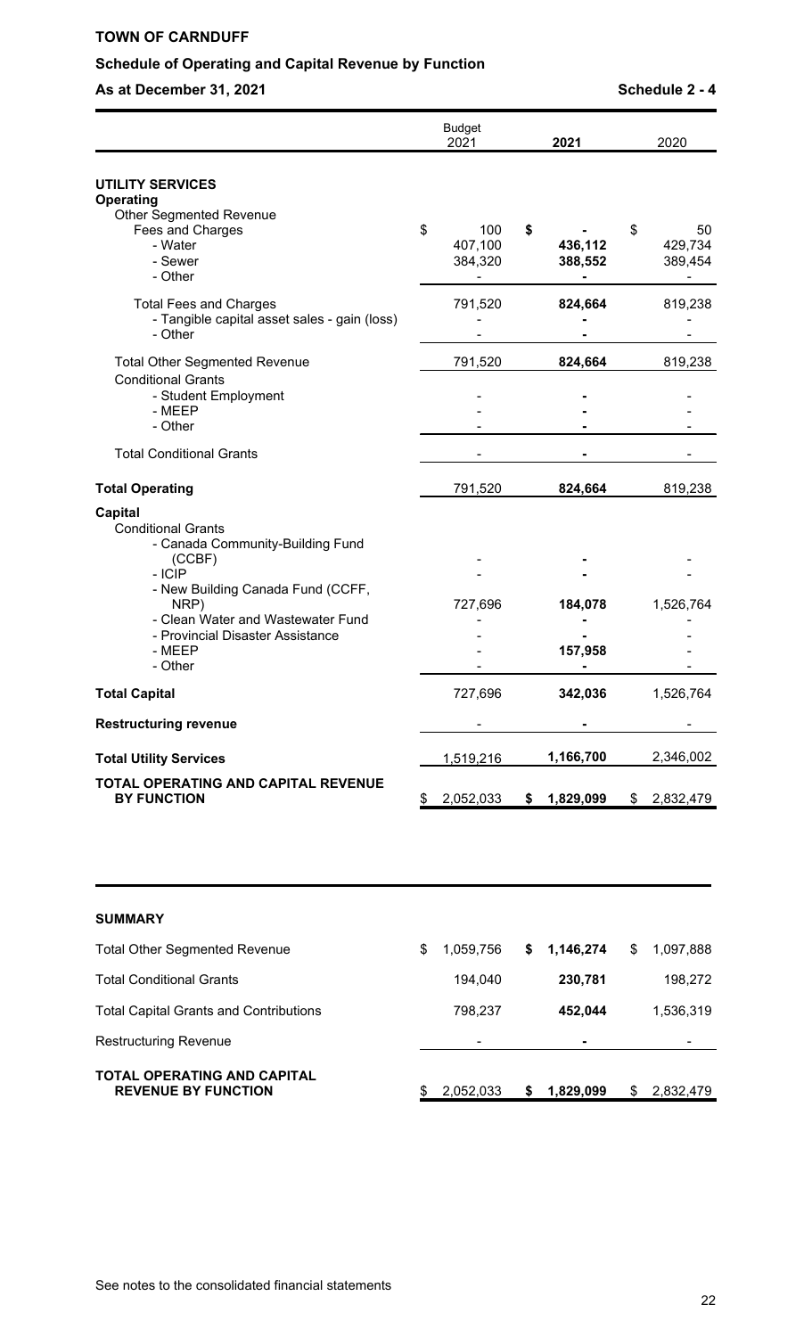**TOWN OF CARNDUFF**

**Schedule of Operating and Capital Revenue by Function**

**As at December 31, 2021** **Schedule 2 - 4**

| | Budget 2021 | 2021 | 2020 |
|---|---|---|---|
| **UTILITY SERVICES** | | | |
| **Operating** | | | |
| Other Segmented Revenue | | | |
| Fees and Charges | $ 100 | $ - | $ 50 |
| - Water | 407,100 | **436,112** | 429,734 |
| - Sewer | 384,320 | **388,552** | 389,454 |
| - Other | - | **-** | - |
| Total Fees and Charges | 791,520 | **824,664** | 819,238 |
| - Tangible capital asset sales - gain (loss) | - | **-** | - |
| - Other | - | **-** | - |
| Total Other Segmented Revenue | 791,520 | **824,664** | 819,238 |
| Conditional Grants | | | |
| - Student Employment | - | **-** | - |
| - MEEP | - | **-** | - |
| - Other | - | **-** | - |
| Total Conditional Grants | - | **-** | - |
| **Total Operating** | 791,520 | **824,664** | 819,238 |
| **Capital** | | | |
| Conditional Grants | | | |
| - Canada Community-Building Fund (CCBF) | - | **-** | - |
| - ICIP | - | **-** | - |
| - New Building Canada Fund (CCFF, NRP) | 727,696 | **184,078** | 1,526,764 |
| - Clean Water and Wastewater Fund | - | **-** | - |
| - Provincial Disaster Assistance | - | **-** | - |
| - MEEP | - | **157,958** | - |
| - Other | - | **-** | - |
| **Total Capital** | 727,696 | **342,036** | 1,526,764 |
| **Restructuring revenue** | - | **-** | - |
| **Total Utility Services** | 1,519,216 | **1,166,700** | 2,346,002 |
| **TOTAL OPERATING AND CAPITAL REVENUE BY FUNCTION** | $ 2,052,033 | **$ 1,829,099** | $ 2,832,479 |

**SUMMARY**

| | Budget 2021 | 2021 | 2020 |
|---|---|---|---|
| Total Other Segmented Revenue | $ 1,059,756 | **$ 1,146,274** | $ 1,097,888 |
| Total Conditional Grants | 194,040 | **230,781** | 198,272 |
| Total Capital Grants and Contributions | 798,237 | **452,044** | 1,536,319 |
| Restructuring Revenue | - | **-** | - |
| **TOTAL OPERATING AND CAPITAL REVENUE BY FUNCTION** | $ 2,052,033 | **$ 1,829,099** | $ 2,832,479 |

See notes to the consolidated financial statements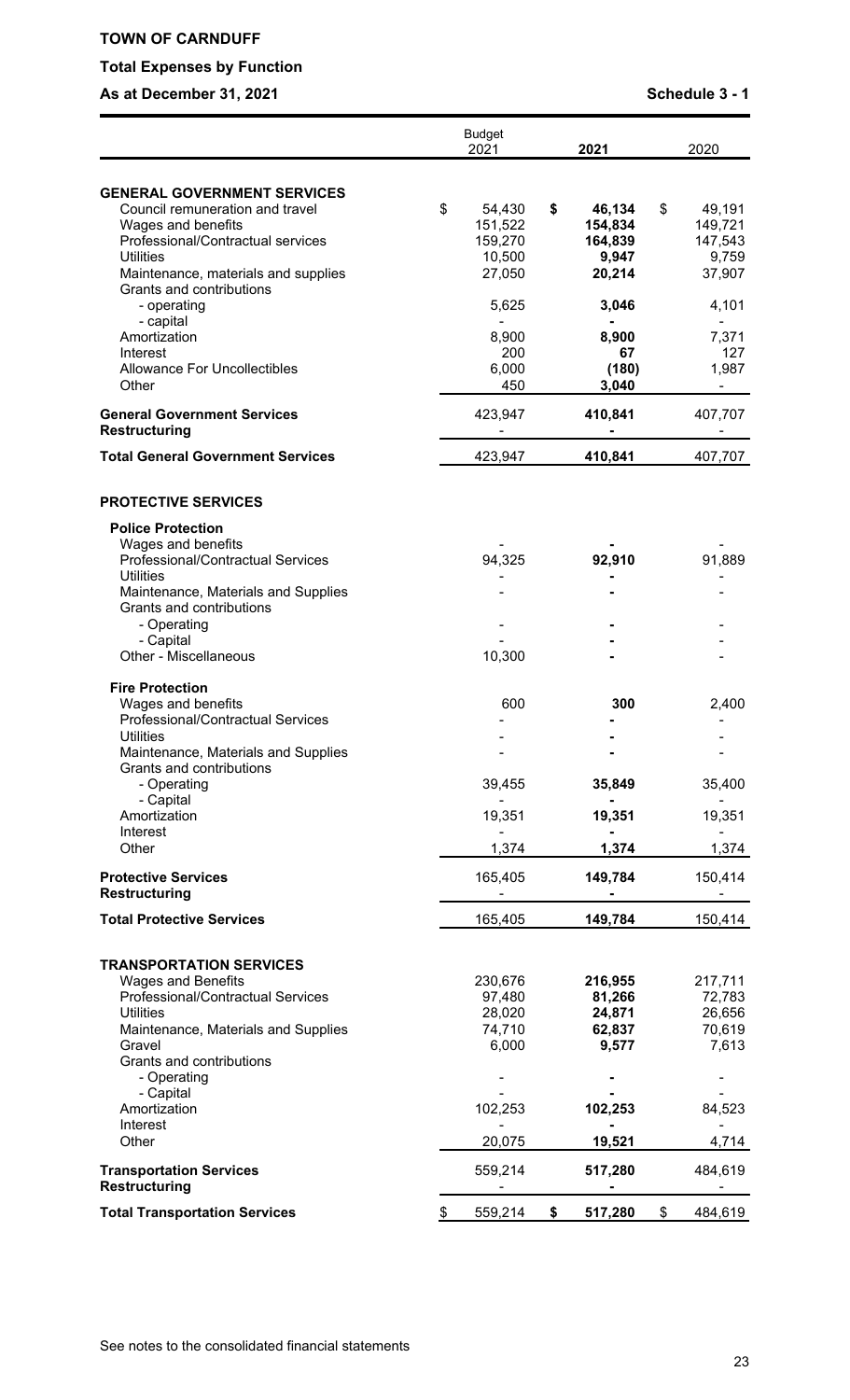**TOWN OF CARNDUFF**

**Total Expenses by Function**

**As at December 31, 2021** **Schedule 3 - 1**

| | Budget 2021 | **2021** | 2020 |
|---|---|---|---|
| **GENERAL GOVERNMENT SERVICES** | | | |
| Council remuneration and travel | $ 54,430 | **$ 46,134** | $ 49,191 |
| Wages and benefits | 151,522 | **154,834** | 149,721 |
| Professional/Contractual services | 159,270 | **164,839** | 147,543 |
| Utilities | 10,500 | **9,947** | 9,759 |
| Maintenance, materials and supplies | 27,050 | **20,214** | 37,907 |
| Grants and contributions | | | |
| - operating | 5,625 | **3,046** | 4,101 |
| - capital | - | **-** | - |
| Amortization | 8,900 | **8,900** | 7,371 |
| Interest | 200 | **67** | 127 |
| Allowance For Uncollectibles | 6,000 | **(180)** | 1,987 |
| Other | 450 | **3,040** | - |
| **General Government Services** | 423,947 | **410,841** | 407,707 |
| **Restructuring** | - | **-** | - |
| **Total General Government Services** | 423,947 | **410,841** | 407,707 |
| | | | |
| **PROTECTIVE SERVICES** | | | |
| **Police Protection** | | | |
| Wages and benefits | - | **-** | - |
| Professional/Contractual Services | 94,325 | **92,910** | 91,889 |
| Utilities | - | **-** | - |
| Maintenance, Materials and Supplies | - | **-** | - |
| Grants and contributions | | | |
| - Operating | - | **-** | - |
| - Capital | - | **-** | - |
| Other - Miscellaneous | 10,300 | **-** | - |
| **Fire Protection** | | | |
| Wages and benefits | 600 | **300** | 2,400 |
| Professional/Contractual Services | - | **-** | - |
| Utilities | - | **-** | - |
| Maintenance, Materials and Supplies | - | **-** | - |
| Grants and contributions | | | |
| - Operating | 39,455 | **35,849** | 35,400 |
| - Capital | - | **-** | - |
| Amortization | 19,351 | **19,351** | 19,351 |
| Interest | - | **-** | - |
| Other | 1,374 | **1,374** | 1,374 |
| **Protective Services** | 165,405 | **149,784** | 150,414 |
| **Restructuring** | - | **-** | - |
| **Total Protective Services** | 165,405 | **149,784** | 150,414 |
| | | | |
| **TRANSPORTATION SERVICES** | | | |
| Wages and Benefits | 230,676 | **216,955** | 217,711 |
| Professional/Contractual Services | 97,480 | **81,266** | 72,783 |
| Utilities | 28,020 | **24,871** | 26,656 |
| Maintenance, Materials and Supplies | 74,710 | **62,837** | 70,619 |
| Gravel | 6,000 | **9,577** | 7,613 |
| Grants and contributions | | | |
| - Operating | - | **-** | - |
| - Capital | - | **-** | - |
| Amortization | 102,253 | **102,253** | 84,523 |
| Interest | - | **-** | - |
| Other | 20,075 | **19,521** | 4,714 |
| **Transportation Services** | 559,214 | **517,280** | 484,619 |
| **Restructuring** | - | **-** | - |
| **Total Transportation Services** | $ 559,214 | **$ 517,280** | $ 484,619 |

See notes to the consolidated financial statements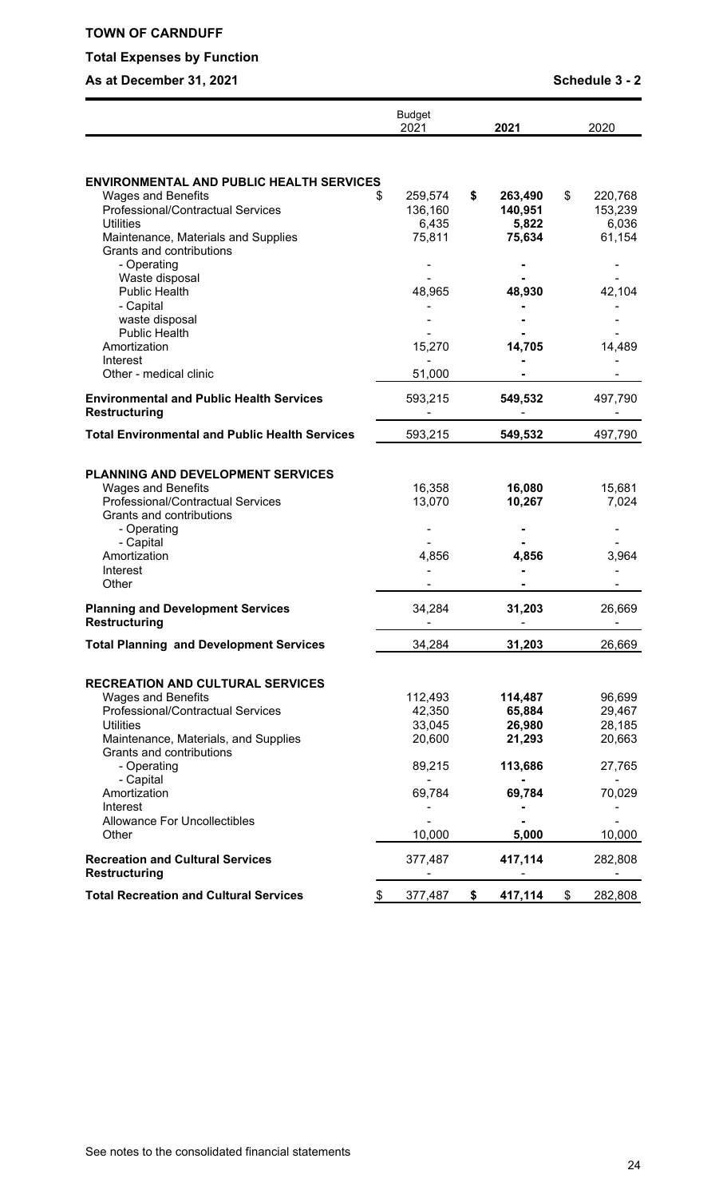**TOWN OF CARNDUFF**

**Total Expenses by Function**

**As at December 31, 2021** **Schedule 3 - 2**

| | Budget 2021 | 2021 | 2020 |
|---|---|---|---|
| **ENVIRONMENTAL AND PUBLIC HEALTH SERVICES** | | | |
| Wages and Benefits | $ 259,574 | **$ 263,490** | $ 220,768 |
| Professional/Contractual Services | 136,160 | **140,951** | 153,239 |
| Utilities | 6,435 | **5,822** | 6,036 |
| Maintenance, Materials and Supplies | 75,811 | **75,634** | 61,154 |
| Grants and contributions | | | |
| - Operating | - | **-** | - |
| Waste disposal | - | **-** | - |
| Public Health | 48,965 | **48,930** | 42,104 |
| - Capital | - | **-** | - |
| waste disposal | - | **-** | - |
| Public Health | - | **-** | - |
| Amortization | 15,270 | **14,705** | 14,489 |
| Interest | - | **-** | - |
| Other - medical clinic | 51,000 | **-** | - |
| **Environmental and Public Health Services** | 593,215 | **549,532** | 497,790 |
| **Restructuring** | - | **-** | - |
| **Total Environmental and Public Health Services** | 593,215 | **549,532** | 497,790 |
| **PLANNING AND DEVELOPMENT SERVICES** | | | |
| Wages and Benefits | 16,358 | **16,080** | 15,681 |
| Professional/Contractual Services | 13,070 | **10,267** | 7,024 |
| Grants and contributions | | | |
| - Operating | - | **-** | - |
| - Capital | - | **-** | - |
| Amortization | 4,856 | **4,856** | 3,964 |
| Interest | - | **-** | - |
| Other | - | **-** | - |
| **Planning and Development Services** | 34,284 | **31,203** | 26,669 |
| **Restructuring** | - | **-** | - |
| **Total Planning and Development Services** | 34,284 | **31,203** | 26,669 |
| **RECREATION AND CULTURAL SERVICES** | | | |
| Wages and Benefits | 112,493 | **114,487** | 96,699 |
| Professional/Contractual Services | 42,350 | **65,884** | 29,467 |
| Utilities | 33,045 | **26,980** | 28,185 |
| Maintenance, Materials, and Supplies | 20,600 | **21,293** | 20,663 |
| Grants and contributions | | | |
| - Operating | 89,215 | **113,686** | 27,765 |
| - Capital | - | **-** | - |
| Amortization | 69,784 | **69,784** | 70,029 |
| Interest | - | **-** | - |
| Allowance For Uncollectibles | - | **-** | - |
| Other | 10,000 | **5,000** | 10,000 |
| **Recreation and Cultural Services** | 377,487 | **417,114** | 282,808 |
| **Restructuring** | - | **-** | - |
| **Total Recreation and Cultural Services** | $ 377,487 | **$ 417,114** | $ 282,808 |

See notes to the consolidated financial statements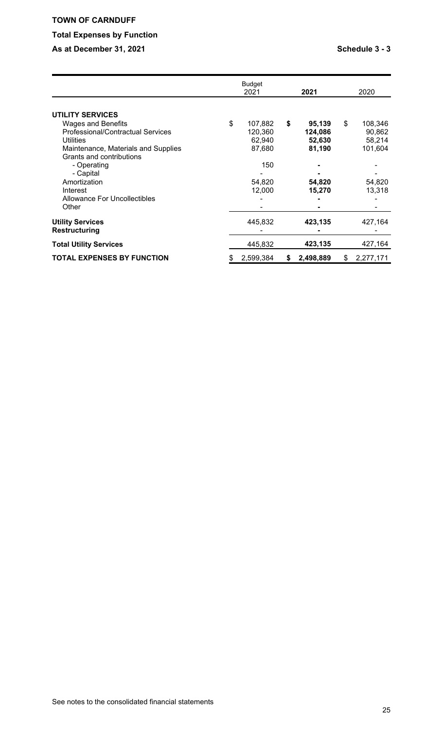**TOWN OF CARNDUFF**

**Total Expenses by Function**

**As at December 31, 2021** **Schedule 3 - 3**

| | Budget 2021 | **2021** | 2020 |
|---|---|---|---|
| **UTILITY SERVICES** | | | |
| Wages and Benefits | $ 107,882 | **$ 95,139** | $ 108,346 |
| Professional/Contractual Services | 120,360 | **124,086** | 90,862 |
| Utilities | 62,940 | **52,630** | 58,214 |
| Maintenance, Materials and Supplies | 87,680 | **81,190** | 101,604 |
| Grants and contributions | | | |
| - Operating | 150 | **-** | - |
| - Capital | - | **-** | - |
| Amortization | 54,820 | **54,820** | 54,820 |
| Interest | 12,000 | **15,270** | 13,318 |
| Allowance For Uncollectibles | - | **-** | - |
| Other | - | **-** | - |
| **Utility Services** | 445,832 | **423,135** | 427,164 |
| **Restructuring** | - | **-** | - |
| **Total Utility Services** | 445,832 | **423,135** | 427,164 |
| **TOTAL EXPENSES BY FUNCTION** | $ 2,599,384 | **$ 2,498,889** | $ 2,277,171 |

See notes to the consolidated financial statements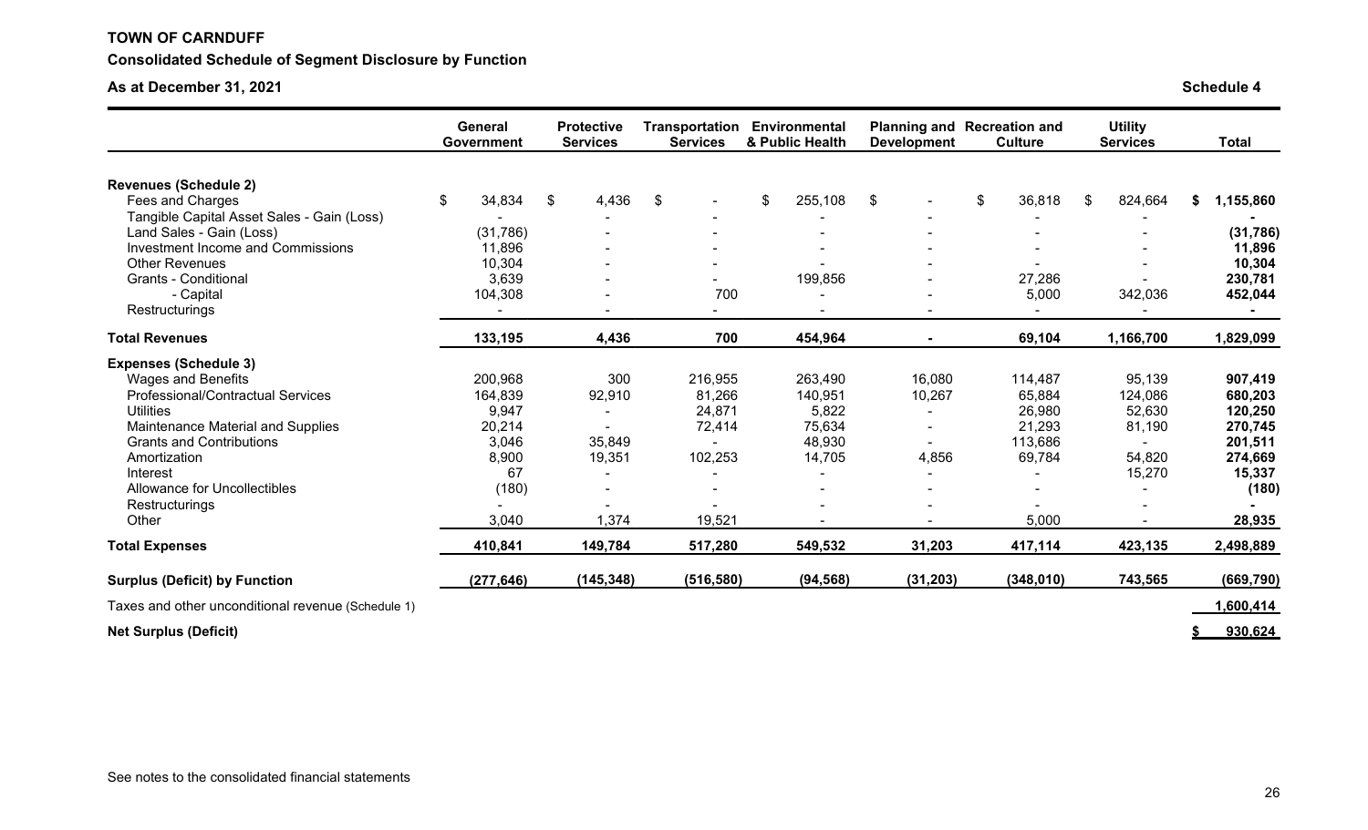**TOWN OF CARNDUFF**

**Consolidated Schedule of Segment Disclosure by Function**

**As at December 31, 2021** **Schedule 4**

| | General Government | Protective Services | Transportation Services | Environmental & Public Health | Planning and Development | Recreation and Culture | Utility Services | Total |
|---|---|---|---|---|---|---|---|---|
| **Revenues (Schedule 2)** | | | | | | | | |
| Fees and Charges | $ 34,834 | $ 4,436 | $ - | $ 255,108 | $ - | $ 36,818 | $ 824,664 | **$ 1,155,860** |
| Tangible Capital Asset Sales - Gain (Loss) | - | - | - | - | - | - | - | **-** |
| Land Sales - Gain (Loss) | (31,786) | - | - | - | - | - | - | **(31,786)** |
| Investment Income and Commissions | 11,896 | - | - | - | - | - | - | **11,896** |
| Other Revenues | 10,304 | - | - | - | - | - | - | **10,304** |
| Grants - Conditional | 3,639 | - | - | 199,856 | - | 27,286 | - | **230,781** |
| - Capital | 104,308 | - | 700 | - | - | 5,000 | 342,036 | **452,044** |
| Restructurings | - | - | - | - | - | - | - | **-** |
| **Total Revenues** | **133,195** | **4,436** | **700** | **454,964** | **-** | **69,104** | **1,166,700** | **1,829,099** |
| **Expenses (Schedule 3)** | | | | | | | | |
| Wages and Benefits | 200,968 | 300 | 216,955 | 263,490 | 16,080 | 114,487 | 95,139 | **907,419** |
| Professional/Contractual Services | 164,839 | 92,910 | 81,266 | 140,951 | 10,267 | 65,884 | 124,086 | **680,203** |
| Utilities | 9,947 | - | 24,871 | 5,822 | - | 26,980 | 52,630 | **120,250** |
| Maintenance Material and Supplies | 20,214 | - | 72,414 | 75,634 | - | 21,293 | 81,190 | **270,745** |
| Grants and Contributions | 3,046 | 35,849 | - | 48,930 | - | 113,686 | - | **201,511** |
| Amortization | 8,900 | 19,351 | 102,253 | 14,705 | 4,856 | 69,784 | 54,820 | **274,669** |
| Interest | 67 | - | - | - | - | - | 15,270 | **15,337** |
| Allowance for Uncollectibles | (180) | - | - | - | - | - | - | **(180)** |
| Restructurings | - | - | - | - | - | - | - | **-** |
| Other | 3,040 | 1,374 | 19,521 | - | - | 5,000 | - | **28,935** |
| **Total Expenses** | **410,841** | **149,784** | **517,280** | **549,532** | **31,203** | **417,114** | **423,135** | **2,498,889** |
| **Surplus (Deficit) by Function** | **(277,646)** | **(145,348)** | **(516,580)** | **(94,568)** | **(31,203)** | **(348,010)** | **743,565** | **(669,790)** |
| Taxes and other unconditional revenue (Schedule 1) | | | | | | | | **1,600,414** |
| **Net Surplus (Deficit)** | | | | | | | | **$ 930,624** |

See notes to the consolidated financial statements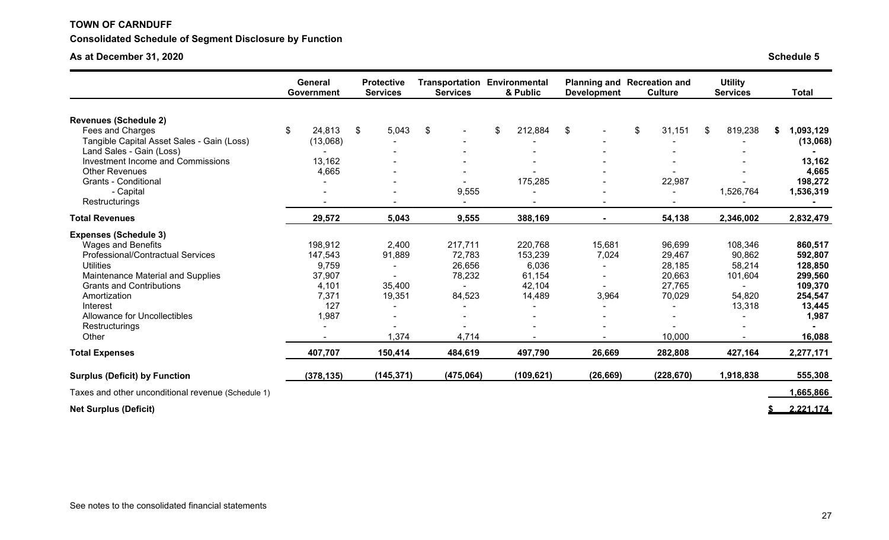**TOWN OF CARNDUFF**

**Consolidated Schedule of Segment Disclosure by Function**

**As at December 31, 2020** **Schedule 5**

| | General Government | Protective Services | Transportation Services | Environmental & Public | Planning and Development | Recreation and Culture | Utility Services | Total |
|---|---|---|---|---|---|---|---|---|
| **Revenues (Schedule 2)** | | | | | | | | |
| Fees and Charges | $ 24,813 | $ 5,043 | $ - | $ 212,884 | $ - | $ 31,151 | $ 819,238 | **$ 1,093,129** |
| Tangible Capital Asset Sales - Gain (Loss) | (13,068) | - | - | - | - | - | - | **(13,068)** |
| Land Sales - Gain (Loss) | - | - | - | - | - | - | - | **-** |
| Investment Income and Commissions | 13,162 | - | - | - | - | - | - | **13,162** |
| Other Revenues | 4,665 | - | - | - | - | - | - | **4,665** |
| Grants - Conditional | - | - | - | 175,285 | - | 22,987 | - | **198,272** |
| - Capital | - | - | 9,555 | - | - | - | 1,526,764 | **1,536,319** |
| Restructurings | - | - | - | - | - | - | - | **-** |
| **Total Revenues** | **29,572** | **5,043** | **9,555** | **388,169** | **-** | **54,138** | **2,346,002** | **2,832,479** |
| **Expenses (Schedule 3)** | | | | | | | | |
| Wages and Benefits | 198,912 | 2,400 | 217,711 | 220,768 | 15,681 | 96,699 | 108,346 | **860,517** |
| Professional/Contractual Services | 147,543 | 91,889 | 72,783 | 153,239 | 7,024 | 29,467 | 90,862 | **592,807** |
| Utilities | 9,759 | - | 26,656 | 6,036 | - | 28,185 | 58,214 | **128,850** |
| Maintenance Material and Supplies | 37,907 | - | 78,232 | 61,154 | - | 20,663 | 101,604 | **299,560** |
| Grants and Contributions | 4,101 | 35,400 | - | 42,104 | - | 27,765 | - | **109,370** |
| Amortization | 7,371 | 19,351 | 84,523 | 14,489 | 3,964 | 70,029 | 54,820 | **254,547** |
| Interest | 127 | - | - | - | - | - | 13,318 | **13,445** |
| Allowance for Uncollectibles | 1,987 | - | - | - | - | - | - | **1,987** |
| Restructurings | - | - | - | - | - | - | - | **-** |
| Other | - | 1,374 | 4,714 | - | - | 10,000 | - | **16,088** |
| **Total Expenses** | **407,707** | **150,414** | **484,619** | **497,790** | **26,669** | **282,808** | **427,164** | **2,277,171** |
| **Surplus (Deficit) by Function** | **(378,135)** | **(145,371)** | **(475,064)** | **(109,621)** | **(26,669)** | **(228,670)** | **1,918,838** | **555,308** |
| Taxes and other unconditional revenue (Schedule 1) | | | | | | | | **1,665,866** |
| **Net Surplus (Deficit)** | | | | | | | | **$ 2,221,174** |

See notes to the consolidated financial statements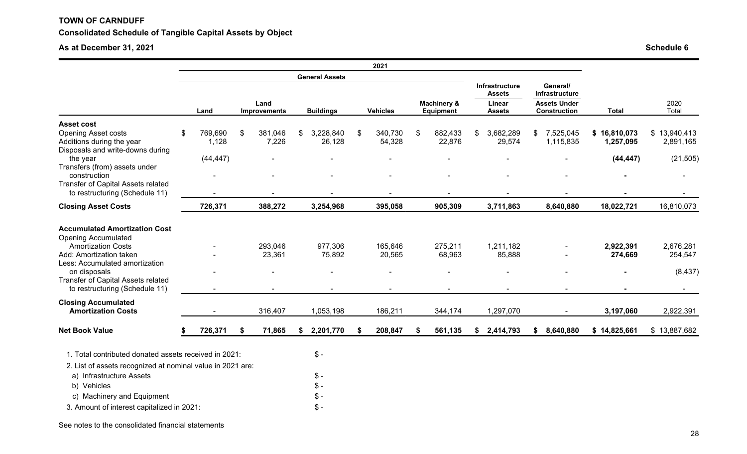**TOWN OF CARNDUFF**

**Consolidated Schedule of Tangible Capital Assets by Object**

**As at December 31, 2021** **Schedule 6**

| | 2021 | | | | | | | | |
|---|---|---|---|---|---|---|---|---|---|
| | General Assets | | | | | Infrastructure Assets | General/ Infrastructure | | |
| | Land | Land Improvements | Buildings | Vehicles | Machinery & Equipment | Linear Assets | Assets Under Construction | Total | 2020 Total |
| **Asset cost** | | | | | | | | | |
| Opening Asset costs | $ 769,690 | $ 381,046 | $ 3,228,840 | $ 340,730 | $ 882,433 | $ 3,682,289 | $ 7,525,045 | **$ 16,810,073** | $ 13,940,413 |
| Additions during the year | 1,128 | 7,226 | 26,128 | 54,328 | 22,876 | 29,574 | 1,115,835 | **1,257,095** | 2,891,165 |
| Disposals and write-downs during the year | (44,447) | - | - | - | - | - | - | **(44,447)** | (21,505) |
| Transfers (from) assets under construction | - | - | - | - | - | - | - | **-** | - |
| Transfer of Capital Assets related to restructuring (Schedule 11) | - | - | - | - | - | - | - | **-** | - |
| **Closing Asset Costs** | **726,371** | **388,272** | **3,254,968** | **395,058** | **905,309** | **3,711,863** | **8,640,880** | **18,022,721** | 16,810,073 |
| **Accumulated Amortization Cost** | | | | | | | | | |
| Opening Accumulated Amortization Costs | - | 293,046 | 977,306 | 165,646 | 275,211 | 1,211,182 | - | **2,922,391** | 2,676,281 |
| Add: Amortization taken | - | 23,361 | 75,892 | 20,565 | 68,963 | 85,888 | - | **274,669** | 254,547 |
| Less: Accumulated amortization on disposals | - | - | - | - | - | - | - | **-** | (8,437) |
| Transfer of Capital Assets related to restructuring (Schedule 11) | - | - | - | - | - | - | - | **-** | - |
| **Closing Accumulated Amortization Costs** | - | 316,407 | 1,053,198 | 186,211 | 344,174 | 1,297,070 | - | **3,197,060** | 2,922,391 |
| **Net Book Value** | **$ 726,371** | **$ 71,865** | **$ 2,201,770** | **$ 208,847** | **$ 561,135** | **$ 2,414,793** | **$ 8,640,880** | **$ 14,825,661** | $ 13,887,682 |

1. Total contributed donated assets received in 2021: $ -
2. List of assets recognized at nominal value in 2021 are:
   a) Infrastructure Assets $ -
   b) Vehicles $ -
   c) Machinery and Equipment $ -
3. Amount of interest capitalized in 2021: $ -

See notes to the consolidated financial statements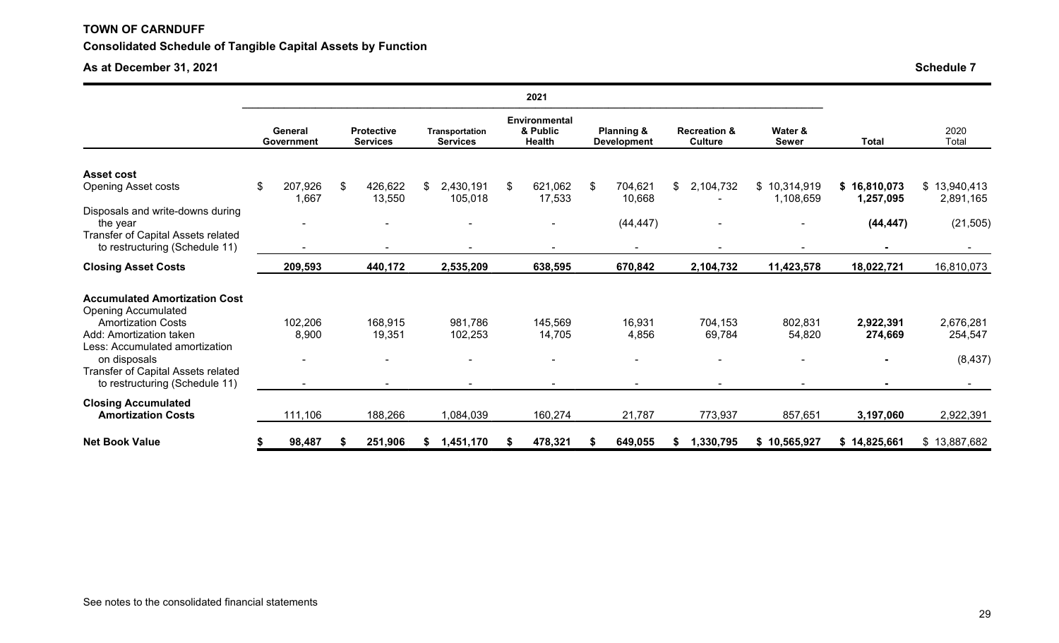**TOWN OF CARNDUFF**

**Consolidated Schedule of Tangible Capital Assets by Function**

**As at December 31, 2021**

**Schedule 7**

| | 2021 | | | | | | | | |
|---|---|---|---|---|---|---|---|---|---|
| | **General Government** | **Protective Services** | **Transportation Services** | **Environmental & Public Health** | **Planning & Development** | **Recreation & Culture** | **Water & Sewer** | **Total** | 2020 Total |
| **Asset cost** | | | | | | | | | |
| Opening Asset costs | $ 207,926 | $ 426,622 | $ 2,430,191 | $ 621,062 | $ 704,621 | $ 2,104,732 | $ 10,314,919 | **$ 16,810,073** | $ 13,940,413 |
| | 1,667 | 13,550 | 105,018 | 17,533 | 10,668 | - | 1,108,659 | **1,257,095** | 2,891,165 |
| Disposals and write-downs during the year | - | - | - | - | (44,447) | - | - | **(44,447)** | (21,505) |
| Transfer of Capital Assets related to restructuring (Schedule 11) | - | - | - | - | - | - | - | **-** | - |
| **Closing Asset Costs** | **209,593** | **440,172** | **2,535,209** | **638,595** | **670,842** | **2,104,732** | **11,423,578** | **18,022,721** | 16,810,073 |
| **Accumulated Amortization Cost** | | | | | | | | | |
| Opening Accumulated Amortization Costs | 102,206 | 168,915 | 981,786 | 145,569 | 16,931 | 704,153 | 802,831 | **2,922,391** | 2,676,281 |
| Add: Amortization taken | 8,900 | 19,351 | 102,253 | 14,705 | 4,856 | 69,784 | 54,820 | **274,669** | 254,547 |
| Less: Accumulated amortization on disposals | - | - | - | - | - | - | - | **-** | (8,437) |
| Transfer of Capital Assets related to restructuring (Schedule 11) | - | - | - | - | - | - | - | **-** | - |
| **Closing Accumulated Amortization Costs** | 111,106 | 188,266 | 1,084,039 | 160,274 | 21,787 | 773,937 | 857,651 | **3,197,060** | 2,922,391 |
| **Net Book Value** | **$ 98,487** | **$ 251,906** | **$ 1,451,170** | **$ 478,321** | **$ 649,055** | **$ 1,330,795** | **$ 10,565,927** | **$ 14,825,661** | $ 13,887,682 |

See notes to the consolidated financial statements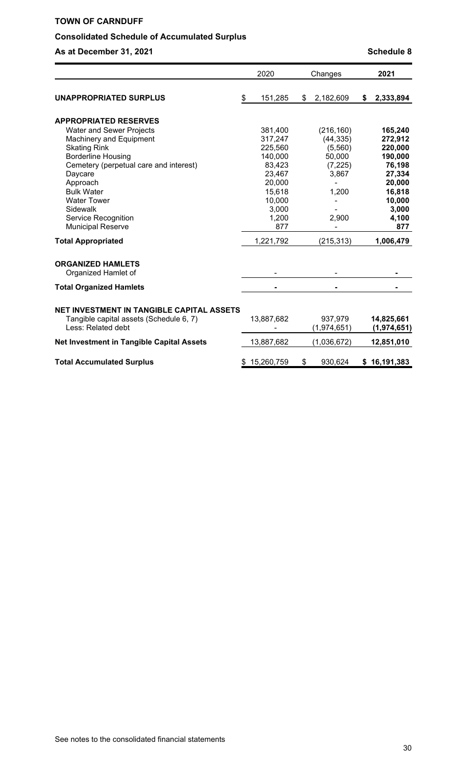**TOWN OF CARNDUFF**

**Consolidated Schedule of Accumulated Surplus**

**As at December 31, 2021** **Schedule 8**

| | 2020 | Changes | 2021 |
|---|---|---|---|
| **UNAPPROPRIATED SURPLUS** | $ 151,285 | $ 2,182,609 | **$ 2,333,894** |
| | | | |
| **APPROPRIATED RESERVES** | | | |
| Water and Sewer Projects | 381,400 | (216,160) | **165,240** |
| Machinery and Equipment | 317,247 | (44,335) | **272,912** |
| Skating Rink | 225,560 | (5,560) | **220,000** |
| Borderline Housing | 140,000 | 50,000 | **190,000** |
| Cemetery (perpetual care and interest) | 83,423 | (7,225) | **76,198** |
| Daycare | 23,467 | 3,867 | **27,334** |
| Approach | 20,000 | - | **20,000** |
| Bulk Water | 15,618 | 1,200 | **16,818** |
| Water Tower | 10,000 | - | **10,000** |
| Sidewalk | 3,000 | - | **3,000** |
| Service Recognition | 1,200 | 2,900 | **4,100** |
| Municipal Reserve | 877 | - | **877** |
| **Total Appropriated** | 1,221,792 | (215,313) | **1,006,479** |
| | | | |
| **ORGANIZED HAMLETS** | | | |
| Organized Hamlet of | - | - | **-** |
| **Total Organized Hamlets** | **-** | **-** | **-** |
| | | | |
| **NET INVESTMENT IN TANGIBLE CAPITAL ASSETS** | | | |
| Tangible capital assets (Schedule 6, 7) | 13,887,682 | 937,979 | **14,825,661** |
| Less: Related debt | - | (1,974,651) | **(1,974,651)** |
| **Net Investment in Tangible Capital Assets** | 13,887,682 | (1,036,672) | **12,851,010** |
| | | | |
| **Total Accumulated Surplus** | $ 15,260,759 | $ 930,624 | **$ 16,191,383** |

See notes to the consolidated financial statements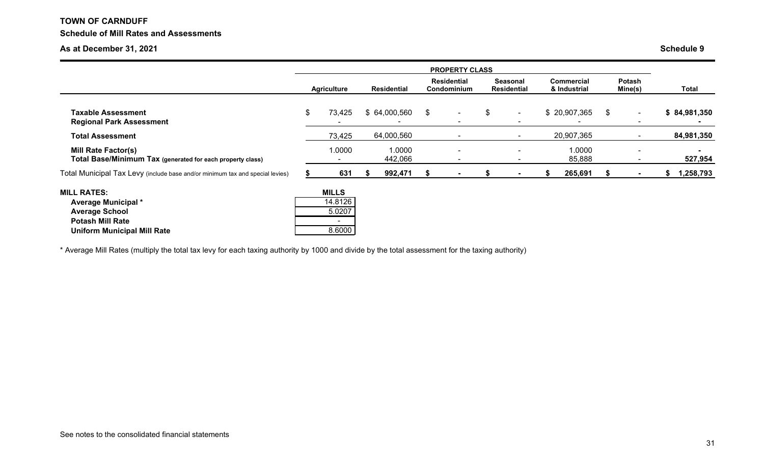**TOWN OF CARNDUFF**

**Schedule of Mill Rates and Assessments**

**As at December 31, 2021**

**Schedule 9**

| | PROPERTY CLASS | | | | | | |
|---|---|---|---|---|---|---|---|
| | **Agriculture** | **Residential** | **Residential Condominium** | **Seasonal Residential** | **Commercial & Industrial** | **Potash Mine(s)** | **Total** |
| **Taxable Assessment** | $ 73,425 | $ 64,000,560 | $ - | $ - | $ 20,907,365 | $ - | **$ 84,981,350** |
| **Regional Park Assessment** | - | - | - | - | - | - | **-** |
| **Total Assessment** | 73,425 | 64,000,560 | - | - | 20,907,365 | - | **84,981,350** |
| **Mill Rate Factor(s)** | 1.0000 | 1.0000 | - | - | 1.0000 | - | **-** |
| **Total Base/Minimum Tax** (generated for each property class) | - | 442,066 | - | - | 85,888 | - | **527,954** |
| Total Municipal Tax Levy (include base and/or minimum tax and special levies) | **$ 631** | **$ 992,471** | **$ -** | **$ -** | **$ 265,691** | **$ -** | **$ 1,258,793** |

| **MILL RATES:** | **MILLS** |
|---|---|
| **Average Municipal *** | 14.8126 |
| **Average School** | 5.0207 |
| **Potash Mill Rate** | - |
| **Uniform Municipal Mill Rate** | 8.6000 |

* Average Mill Rates (multiply the total tax levy for each taxing authority by 1000 and divide by the total assessment for the taxing authority)

See notes to the consolidated financial statements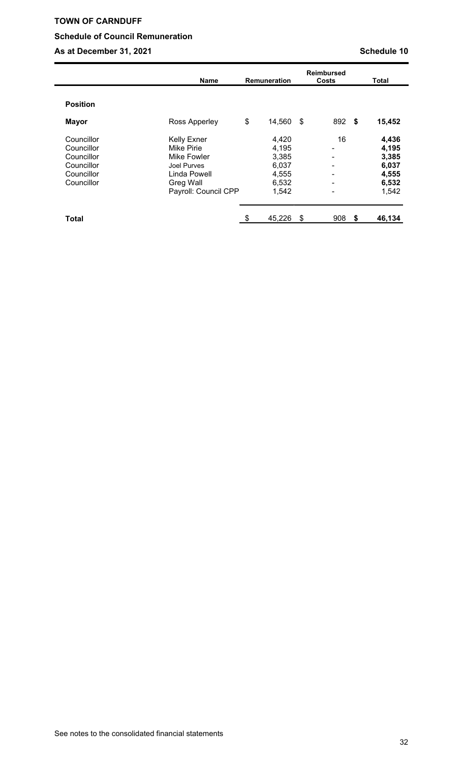**TOWN OF CARNDUFF**

**Schedule of Council Remuneration**

**As at December 31, 2021** **Schedule 10**

| | Name | Remuneration | Reimbursed Costs | Total |
|---|---|---|---|---|
| **Position** | | | | |
| **Mayor** | Ross Apperley | $ 14,560 | $ 892 | **$ 15,452** |
| Councillor | Kelly Exner | 4,420 | 16 | **4,436** |
| Councillor | Mike Pirie | 4,195 | - | **4,195** |
| Councillor | Mike Fowler | 3,385 | - | **3,385** |
| Councillor | Joel Purves | 6,037 | - | **6,037** |
| Councillor | Linda Powell | 4,555 | - | **4,555** |
| Councillor | Greg Wall | 6,532 | - | **6,532** |
| | Payroll: Council CPP | 1,542 | - | 1,542 |
| **Total** | | $ 45,226 | $ 908 | **$ 46,134** |

See notes to the consolidated financial statements